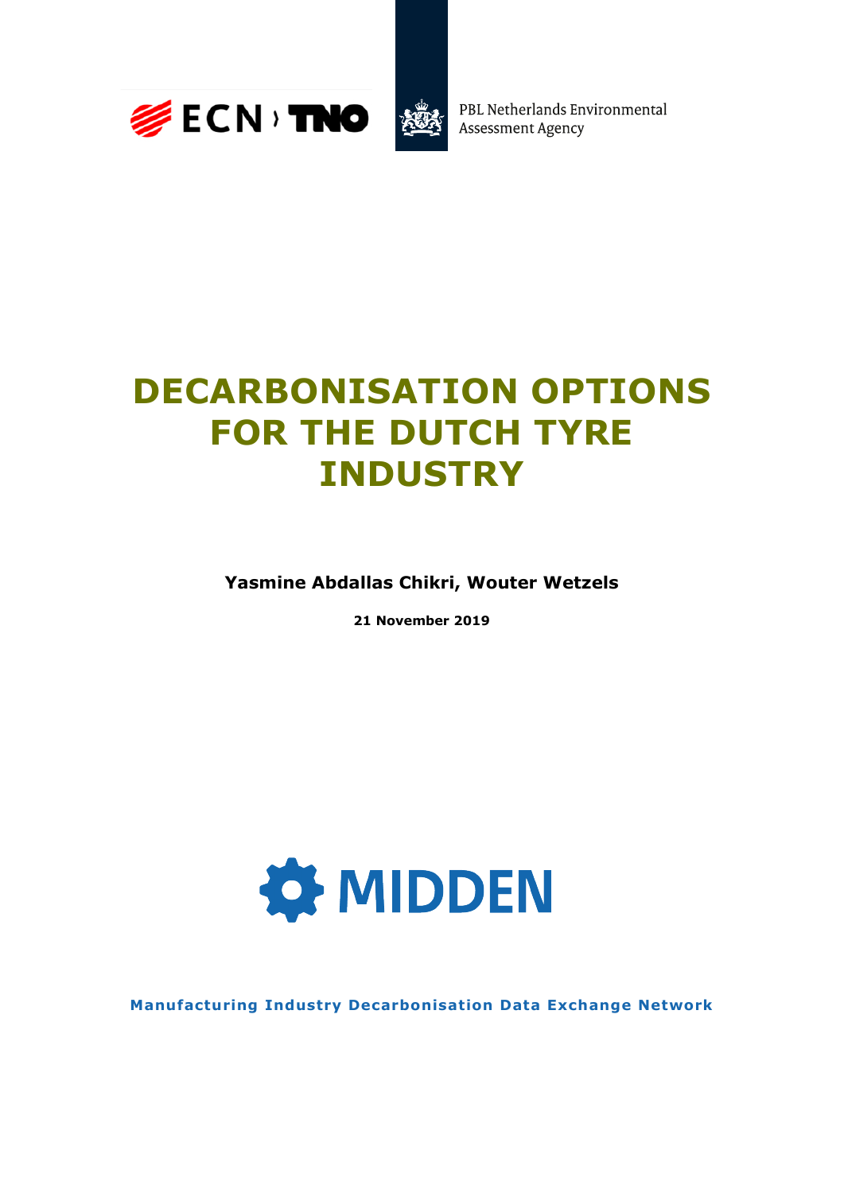ECN › TNO

PBL Netherlands Environmental Assessment Agency

# DECARBONISATION OPTIONS FOR THE DUTCH TYRE INDUSTRY

**Yasmine Abdallas Chikri, Wouter Wetzels**

**21 November 2019**

MIDDEN

**Manufacturing Industry Decarbonisation Data Exchange Network**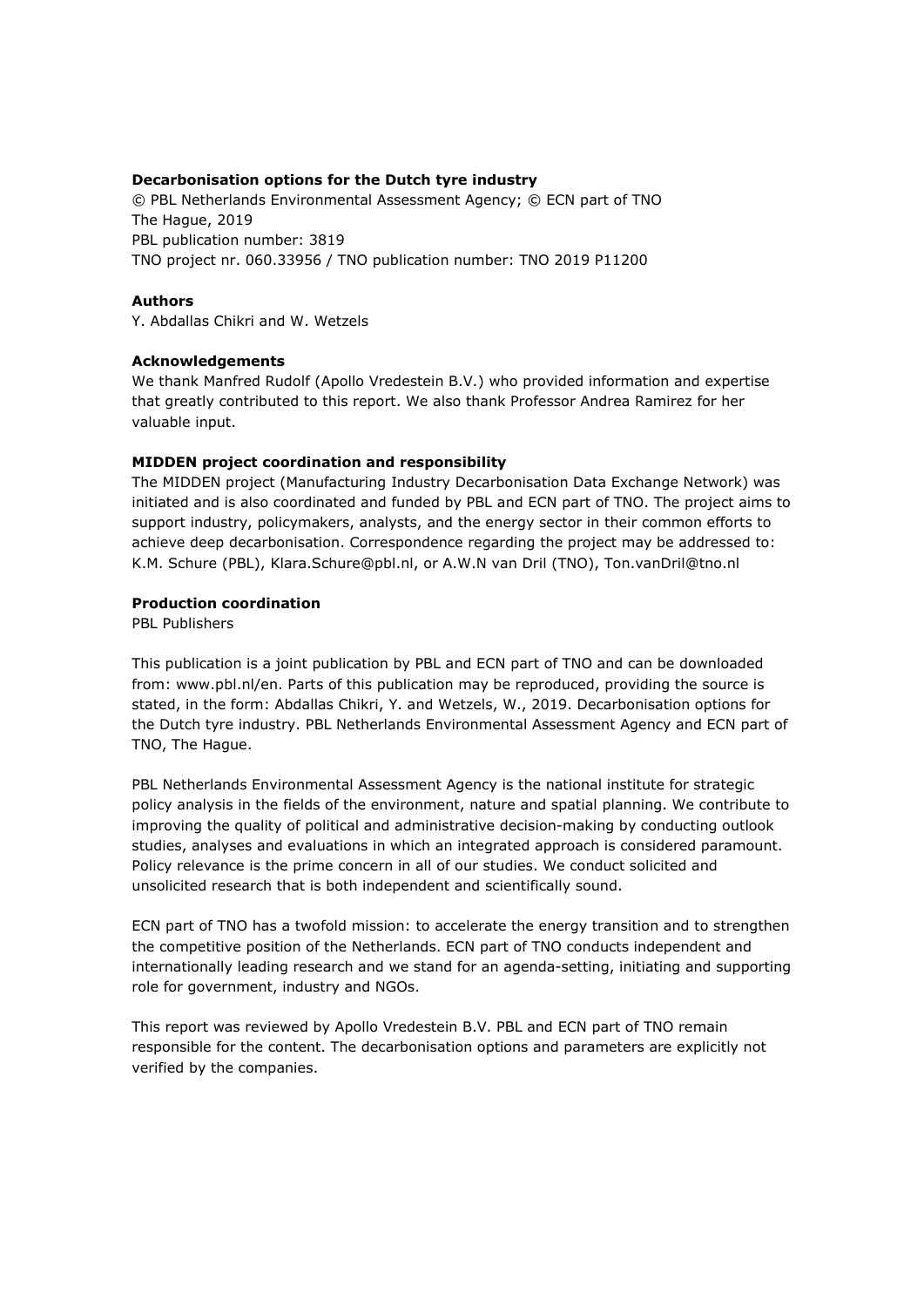**Decarbonisation options for the Dutch tyre industry**
© PBL Netherlands Environmental Assessment Agency; © ECN part of TNO
The Hague, 2019
PBL publication number: 3819
TNO project nr. 060.33956 / TNO publication number: TNO 2019 P11200

**Authors**
Y. Abdallas Chikri and W. Wetzels

**Acknowledgements**
We thank Manfred Rudolf (Apollo Vredestein B.V.) who provided information and expertise that greatly contributed to this report. We also thank Professor Andrea Ramirez for her valuable input.

**MIDDEN project coordination and responsibility**
The MIDDEN project (Manufacturing Industry Decarbonisation Data Exchange Network) was initiated and is also coordinated and funded by PBL and ECN part of TNO. The project aims to support industry, policymakers, analysts, and the energy sector in their common efforts to achieve deep decarbonisation. Correspondence regarding the project may be addressed to: K.M. Schure (PBL), Klara.Schure@pbl.nl, or A.W.N van Dril (TNO), Ton.vanDril@tno.nl

**Production coordination**
PBL Publishers

This publication is a joint publication by PBL and ECN part of TNO and can be downloaded from: www.pbl.nl/en. Parts of this publication may be reproduced, providing the source is stated, in the form: Abdallas Chikri, Y. and Wetzels, W., 2019. Decarbonisation options for the Dutch tyre industry. PBL Netherlands Environmental Assessment Agency and ECN part of TNO, The Hague.

PBL Netherlands Environmental Assessment Agency is the national institute for strategic policy analysis in the fields of the environment, nature and spatial planning. We contribute to improving the quality of political and administrative decision-making by conducting outlook studies, analyses and evaluations in which an integrated approach is considered paramount. Policy relevance is the prime concern in all of our studies. We conduct solicited and unsolicited research that is both independent and scientifically sound.

ECN part of TNO has a twofold mission: to accelerate the energy transition and to strengthen the competitive position of the Netherlands. ECN part of TNO conducts independent and internationally leading research and we stand for an agenda-setting, initiating and supporting role for government, industry and NGOs.

This report was reviewed by Apollo Vredestein B.V. PBL and ECN part of TNO remain responsible for the content. The decarbonisation options and parameters are explicitly not verified by the companies.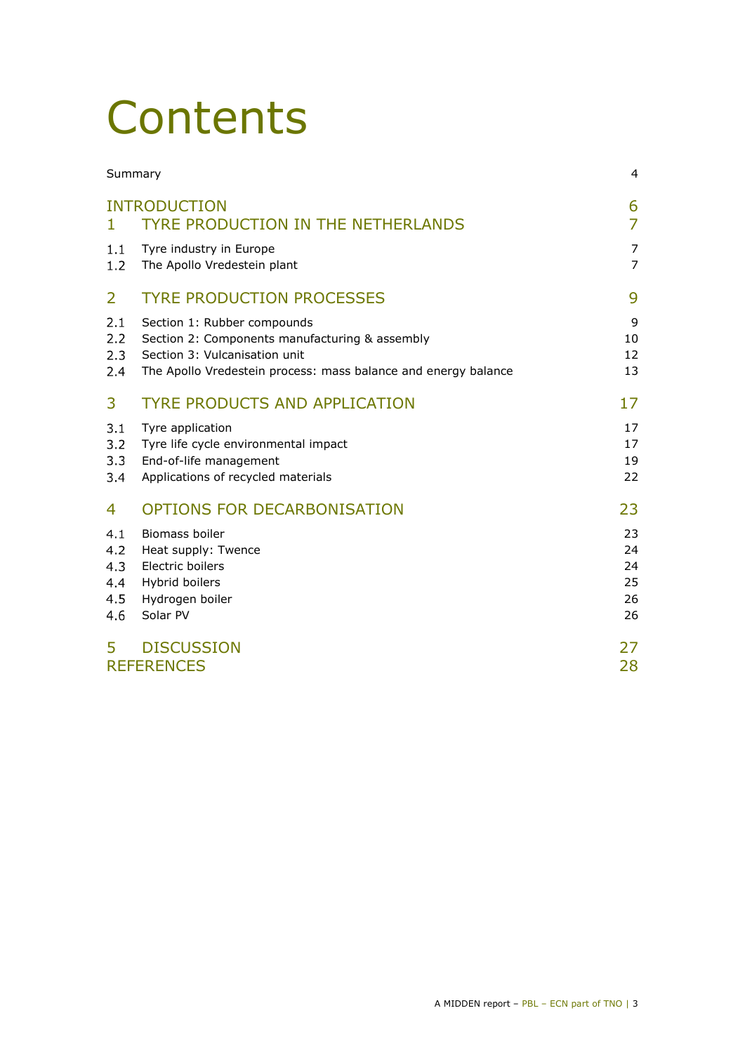# Contents

| | | |
|---|---|---|
| Summary | | 4 |
| INTRODUCTION | | 6 |
| 1 | TYRE PRODUCTION IN THE NETHERLANDS | 7 |
| 1.1 | Tyre industry in Europe | 7 |
| 1.2 | The Apollo Vredestein plant | 7 |
| 2 | TYRE PRODUCTION PROCESSES | 9 |
| 2.1 | Section 1: Rubber compounds | 9 |
| 2.2 | Section 2: Components manufacturing & assembly | 10 |
| 2.3 | Section 3: Vulcanisation unit | 12 |
| 2.4 | The Apollo Vredestein process: mass balance and energy balance | 13 |
| 3 | TYRE PRODUCTS AND APPLICATION | 17 |
| 3.1 | Tyre application | 17 |
| 3.2 | Tyre life cycle environmental impact | 17 |
| 3.3 | End-of-life management | 19 |
| 3.4 | Applications of recycled materials | 22 |
| 4 | OPTIONS FOR DECARBONISATION | 23 |
| 4.1 | Biomass boiler | 23 |
| 4.2 | Heat supply: Twence | 24 |
| 4.3 | Electric boilers | 24 |
| 4.4 | Hybrid boilers | 25 |
| 4.5 | Hydrogen boiler | 26 |
| 4.6 | Solar PV | 26 |
| 5 | DISCUSSION | 27 |
| REFERENCES | | 28 |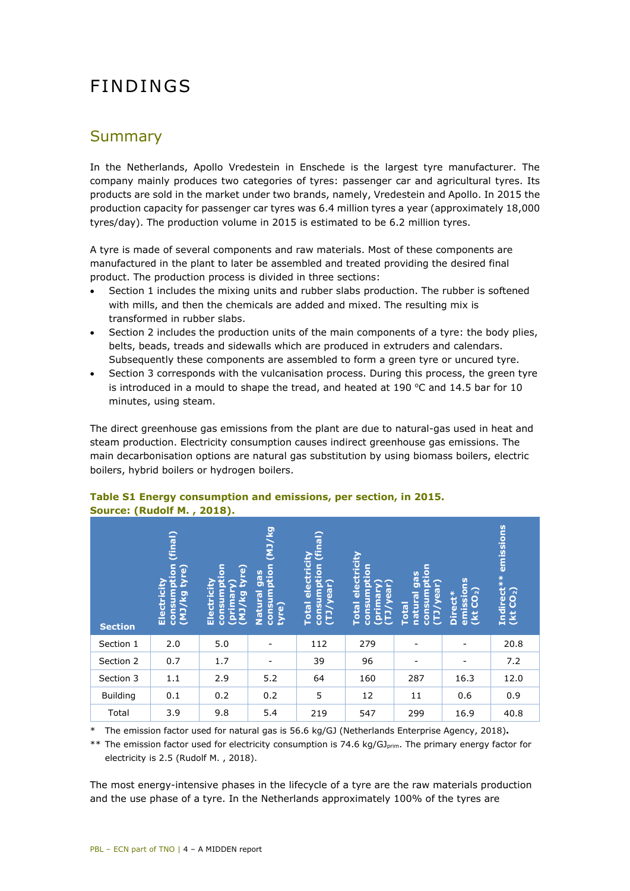# FINDINGS

## Summary

In the Netherlands, Apollo Vredestein in Enschede is the largest tyre manufacturer. The company mainly produces two categories of tyres: passenger car and agricultural tyres. Its products are sold in the market under two brands, namely, Vredestein and Apollo. In 2015 the production capacity for passenger car tyres was 6.4 million tyres a year (approximately 18,000 tyres/day). The production volume in 2015 is estimated to be 6.2 million tyres.

A tyre is made of several components and raw materials. Most of these components are manufactured in the plant to later be assembled and treated providing the desired final product. The production process is divided in three sections:

- Section 1 includes the mixing units and rubber slabs production. The rubber is softened with mills, and then the chemicals are added and mixed. The resulting mix is transformed in rubber slabs.
- Section 2 includes the production units of the main components of a tyre: the body plies, belts, beads, treads and sidewalls which are produced in extruders and calendars. Subsequently these components are assembled to form a green tyre or uncured tyre.
- Section 3 corresponds with the vulcanisation process. During this process, the green tyre is introduced in a mould to shape the tread, and heated at 190 °C and 14.5 bar for 10 minutes, using steam.

The direct greenhouse gas emissions from the plant are due to natural-gas used in heat and steam production. Electricity consumption causes indirect greenhouse gas emissions. The main decarbonisation options are natural gas substitution by using biomass boilers, electric boilers, hybrid boilers or hydrogen boilers.

**Table S1 Energy consumption and emissions, per section, in 2015. Source: (Rudolf M. , 2018).**

| Section | Electricity consumption (final) (MJ/kg tyre) | Electricity consumption (primary) (MJ/kg tyre) | Natural gas consumption (MJ/kg tyre) | Total electricity consumption (final) (TJ/year) | Total electricity consumption (primary) (TJ/year) | Total natural gas consumption (TJ/year) | Direct* emissions (kt $CO_2$) | Indirect** emissions (kt $CO_2$) |
|---|---|---|---|---|---|---|---|---|
| Section 1 | 2.0 | 5.0 | - | 112 | 279 | - | - | 20.8 |
| Section 2 | 0.7 | 1.7 | - | 39 | 96 | - | - | 7.2 |
| Section 3 | 1.1 | 2.9 | 5.2 | 64 | 160 | 287 | 16.3 | 12.0 |
| Building | 0.1 | 0.2 | 0.2 | 5 | 12 | 11 | 0.6 | 0.9 |
| Total | 3.9 | 9.8 | 5.4 | 219 | 547 | 299 | 16.9 | 40.8 |

\* The emission factor used for natural gas is 56.6 kg/GJ (Netherlands Enterprise Agency, 2018).

\*\* The emission factor used for electricity consumption is 74.6 kg/$GJ_{prim}$. The primary energy factor for electricity is 2.5 (Rudolf M. , 2018).

The most energy-intensive phases in the lifecycle of a tyre are the raw materials production and the use phase of a tyre. In the Netherlands approximately 100% of the tyres are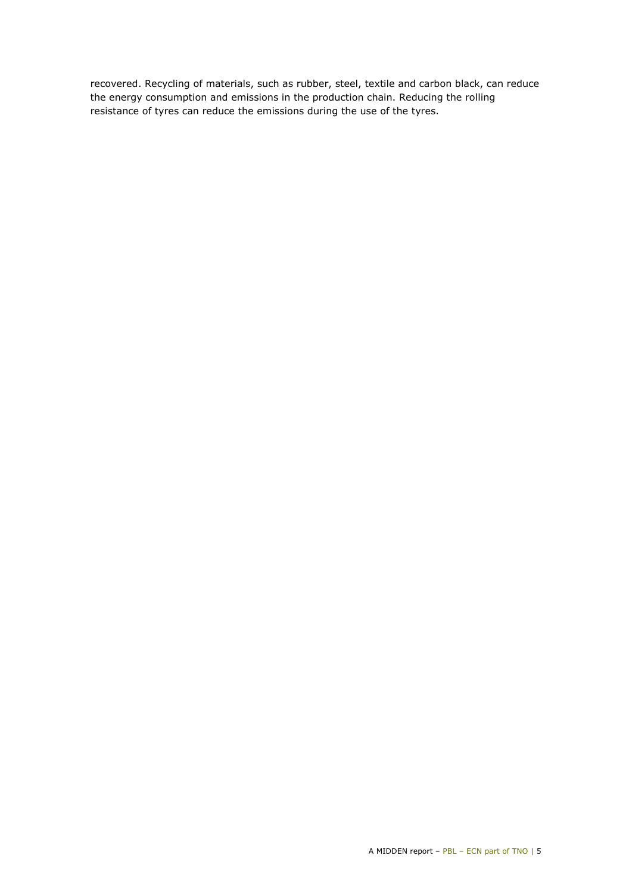recovered. Recycling of materials, such as rubber, steel, textile and carbon black, can reduce the energy consumption and emissions in the production chain. Reducing the rolling resistance of tyres can reduce the emissions during the use of the tyres.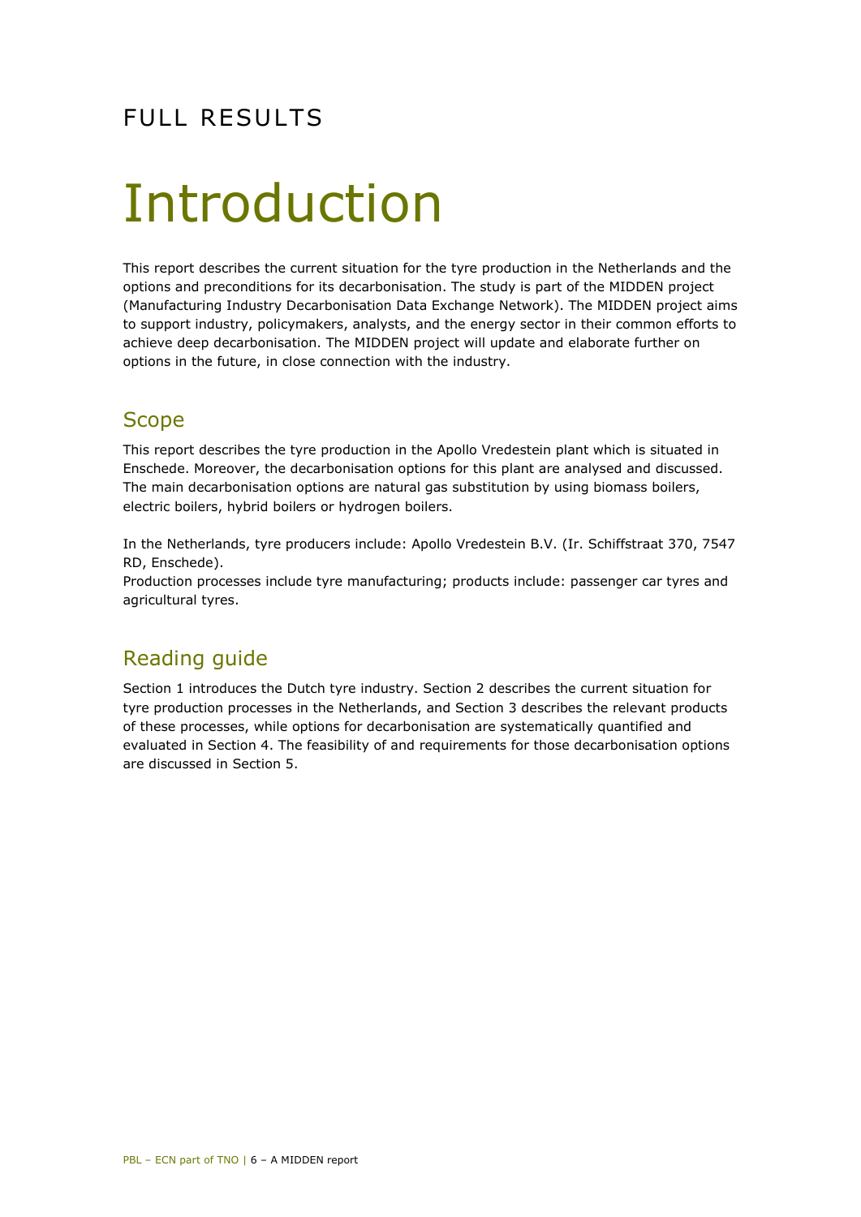FULL RESULTS

# Introduction

This report describes the current situation for the tyre production in the Netherlands and the options and preconditions for its decarbonisation. The study is part of the MIDDEN project (Manufacturing Industry Decarbonisation Data Exchange Network). The MIDDEN project aims to support industry, policymakers, analysts, and the energy sector in their common efforts to achieve deep decarbonisation. The MIDDEN project will update and elaborate further on options in the future, in close connection with the industry.

## Scope

This report describes the tyre production in the Apollo Vredestein plant which is situated in Enschede. Moreover, the decarbonisation options for this plant are analysed and discussed. The main decarbonisation options are natural gas substitution by using biomass boilers, electric boilers, hybrid boilers or hydrogen boilers.

In the Netherlands, tyre producers include: Apollo Vredestein B.V. (Ir. Schiffstraat 370, 7547 RD, Enschede).
Production processes include tyre manufacturing; products include: passenger car tyres and agricultural tyres.

## Reading guide

Section 1 introduces the Dutch tyre industry. Section 2 describes the current situation for tyre production processes in the Netherlands, and Section 3 describes the relevant products of these processes, while options for decarbonisation are systematically quantified and evaluated in Section 4. The feasibility of and requirements for those decarbonisation options are discussed in Section 5.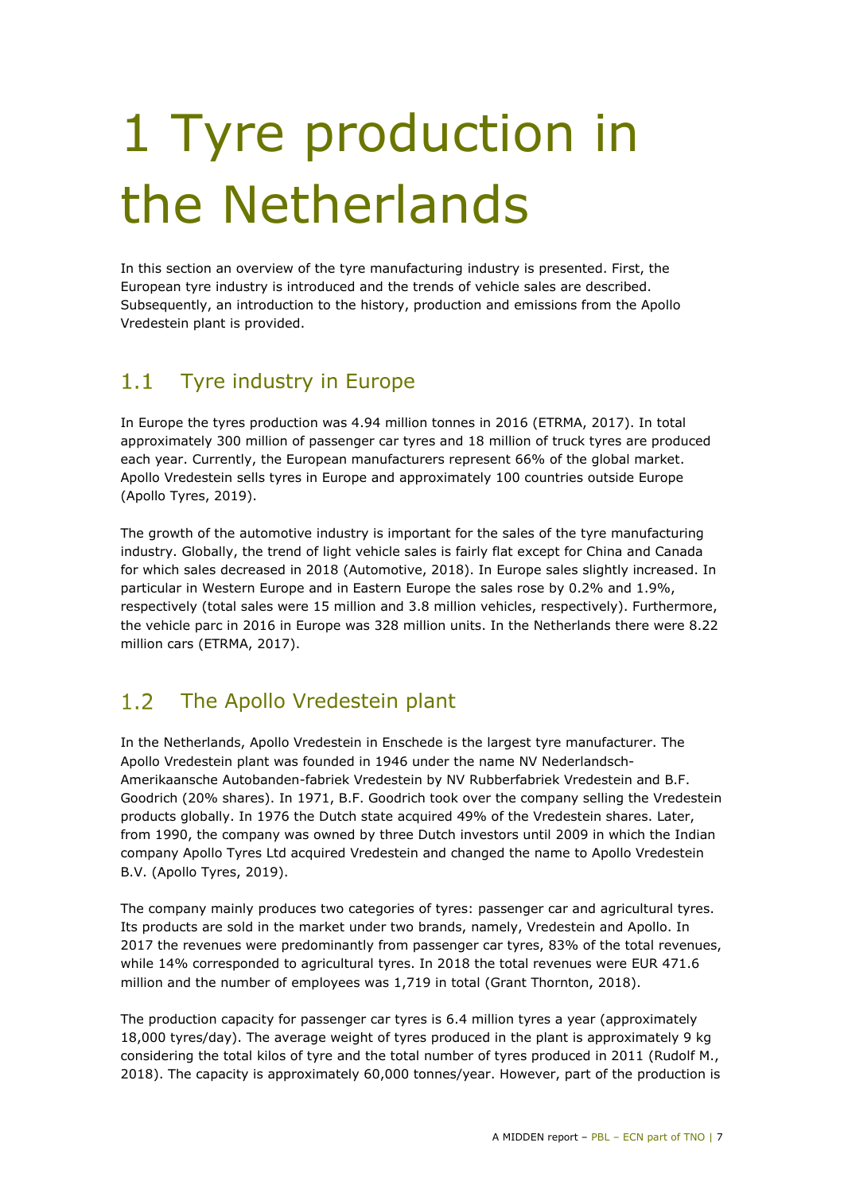# 1 Tyre production in the Netherlands

In this section an overview of the tyre manufacturing industry is presented. First, the European tyre industry is introduced and the trends of vehicle sales are described. Subsequently, an introduction to the history, production and emissions from the Apollo Vredestein plant is provided.

## 1.1 Tyre industry in Europe

In Europe the tyres production was 4.94 million tonnes in 2016 (ETRMA, 2017). In total approximately 300 million of passenger car tyres and 18 million of truck tyres are produced each year. Currently, the European manufacturers represent 66% of the global market. Apollo Vredestein sells tyres in Europe and approximately 100 countries outside Europe (Apollo Tyres, 2019).

The growth of the automotive industry is important for the sales of the tyre manufacturing industry. Globally, the trend of light vehicle sales is fairly flat except for China and Canada for which sales decreased in 2018 (Automotive, 2018). In Europe sales slightly increased. In particular in Western Europe and in Eastern Europe the sales rose by 0.2% and 1.9%, respectively (total sales were 15 million and 3.8 million vehicles, respectively). Furthermore, the vehicle parc in 2016 in Europe was 328 million units. In the Netherlands there were 8.22 million cars (ETRMA, 2017).

## 1.2 The Apollo Vredestein plant

In the Netherlands, Apollo Vredestein in Enschede is the largest tyre manufacturer. The Apollo Vredestein plant was founded in 1946 under the name NV Nederlandsch-Amerikaansche Autobanden-fabriek Vredestein by NV Rubberfabriek Vredestein and B.F. Goodrich (20% shares). In 1971, B.F. Goodrich took over the company selling the Vredestein products globally. In 1976 the Dutch state acquired 49% of the Vredestein shares. Later, from 1990, the company was owned by three Dutch investors until 2009 in which the Indian company Apollo Tyres Ltd acquired Vredestein and changed the name to Apollo Vredestein B.V. (Apollo Tyres, 2019).

The company mainly produces two categories of tyres: passenger car and agricultural tyres. Its products are sold in the market under two brands, namely, Vredestein and Apollo. In 2017 the revenues were predominantly from passenger car tyres, 83% of the total revenues, while 14% corresponded to agricultural tyres. In 2018 the total revenues were EUR 471.6 million and the number of employees was 1,719 in total (Grant Thornton, 2018).

The production capacity for passenger car tyres is 6.4 million tyres a year (approximately 18,000 tyres/day). The average weight of tyres produced in the plant is approximately 9 kg considering the total kilos of tyre and the total number of tyres produced in 2011 (Rudolf M., 2018). The capacity is approximately 60,000 tonnes/year. However, part of the production is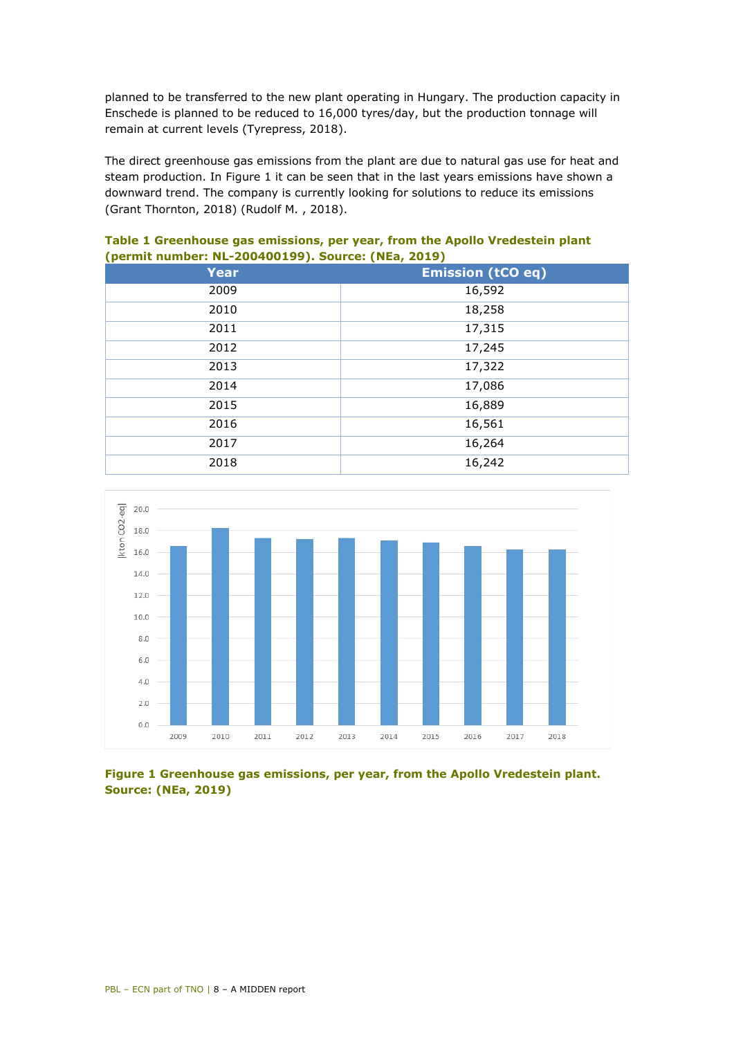planned to be transferred to the new plant operating in Hungary. The production capacity in Enschede is planned to be reduced to 16,000 tyres/day, but the production tonnage will remain at current levels (Tyrepress, 2018).

The direct greenhouse gas emissions from the plant are due to natural gas use for heat and steam production. In Figure 1 it can be seen that in the last years emissions have shown a downward trend. The company is currently looking for solutions to reduce its emissions (Grant Thornton, 2018) (Rudolf M. , 2018).

**Table 1 Greenhouse gas emissions, per year, from the Apollo Vredestein plant (permit number: NL-200400199). Source: (NEa, 2019)**

| Year | Emission (tCO eq) |
|---|---|
| 2009 | 16,592 |
| 2010 | 18,258 |
| 2011 | 17,315 |
| 2012 | 17,245 |
| 2013 | 17,322 |
| 2014 | 17,086 |
| 2015 | 16,889 |
| 2016 | 16,561 |
| 2017 | 16,264 |
| 2018 | 16,242 |

**Figure 1 Greenhouse gas emissions, per year, from the Apollo Vredestein plant. Source: (NEa, 2019)**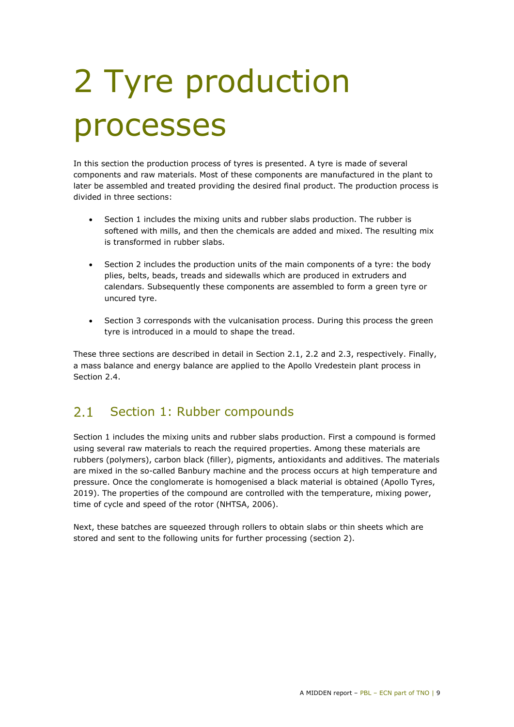# 2 Tyre production processes

In this section the production process of tyres is presented. A tyre is made of several components and raw materials. Most of these components are manufactured in the plant to later be assembled and treated providing the desired final product. The production process is divided in three sections:

- Section 1 includes the mixing units and rubber slabs production. The rubber is softened with mills, and then the chemicals are added and mixed. The resulting mix is transformed in rubber slabs.
- Section 2 includes the production units of the main components of a tyre: the body plies, belts, beads, treads and sidewalls which are produced in extruders and calendars. Subsequently these components are assembled to form a green tyre or uncured tyre.
- Section 3 corresponds with the vulcanisation process. During this process the green tyre is introduced in a mould to shape the tread.

These three sections are described in detail in Section 2.1, 2.2 and 2.3, respectively. Finally, a mass balance and energy balance are applied to the Apollo Vredestein plant process in Section 2.4.

## 2.1 Section 1: Rubber compounds

Section 1 includes the mixing units and rubber slabs production. First a compound is formed using several raw materials to reach the required properties. Among these materials are rubbers (polymers), carbon black (filler), pigments, antioxidants and additives. The materials are mixed in the so-called Banbury machine and the process occurs at high temperature and pressure. Once the conglomerate is homogenised a black material is obtained (Apollo Tyres, 2019). The properties of the compound are controlled with the temperature, mixing power, time of cycle and speed of the rotor (NHTSA, 2006).

Next, these batches are squeezed through rollers to obtain slabs or thin sheets which are stored and sent to the following units for further processing (section 2).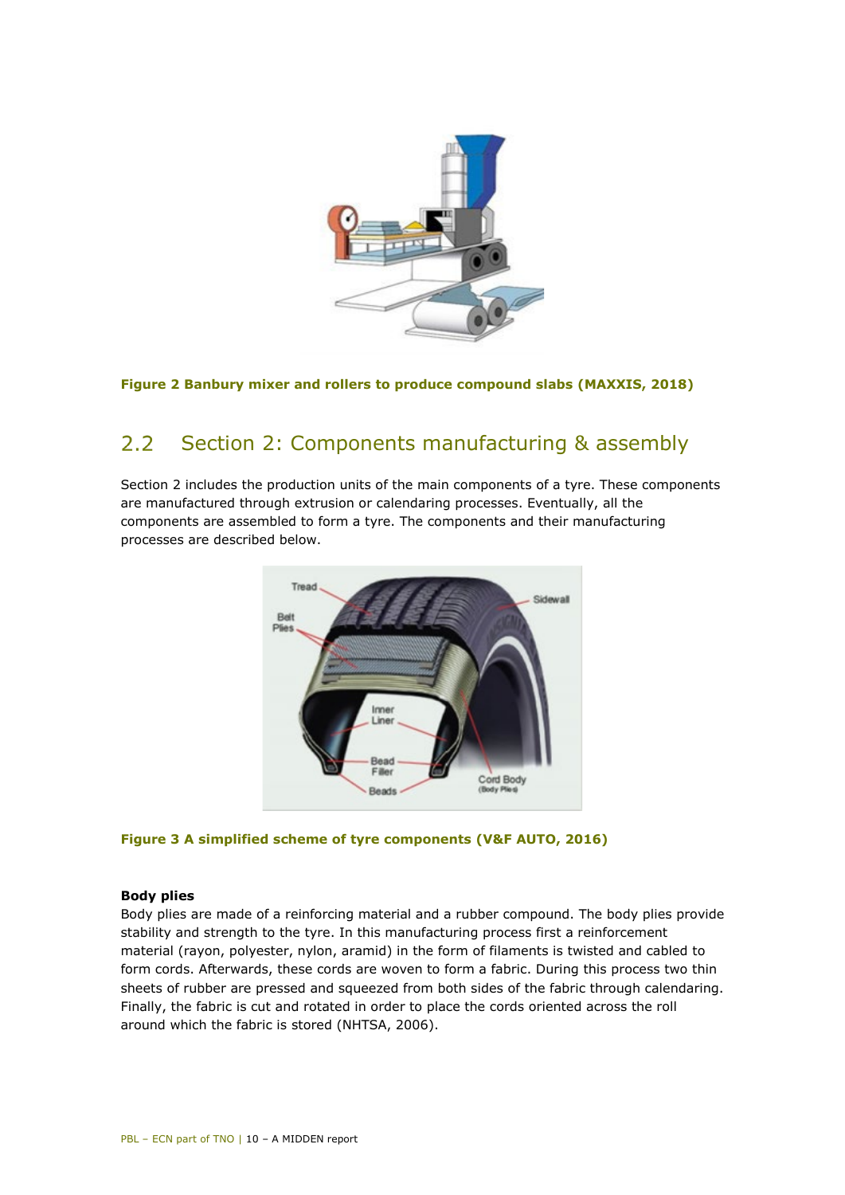Figure 2 Banbury mixer and rollers to produce compound slabs (MAXXIS, 2018)

## 2.2 Section 2: Components manufacturing & assembly

Section 2 includes the production units of the main components of a tyre. These components are manufactured through extrusion or calendaring processes. Eventually, all the components are assembled to form a tyre. The components and their manufacturing processes are described below.

Figure 3 A simplified scheme of tyre components (V&F AUTO, 2016)

**Body plies**

Body plies are made of a reinforcing material and a rubber compound. The body plies provide stability and strength to the tyre. In this manufacturing process first a reinforcement material (rayon, polyester, nylon, aramid) in the form of filaments is twisted and cabled to form cords. Afterwards, these cords are woven to form a fabric. During this process two thin sheets of rubber are pressed and squeezed from both sides of the fabric through calendaring. Finally, the fabric is cut and rotated in order to place the cords oriented across the roll around which the fabric is stored (NHTSA, 2006).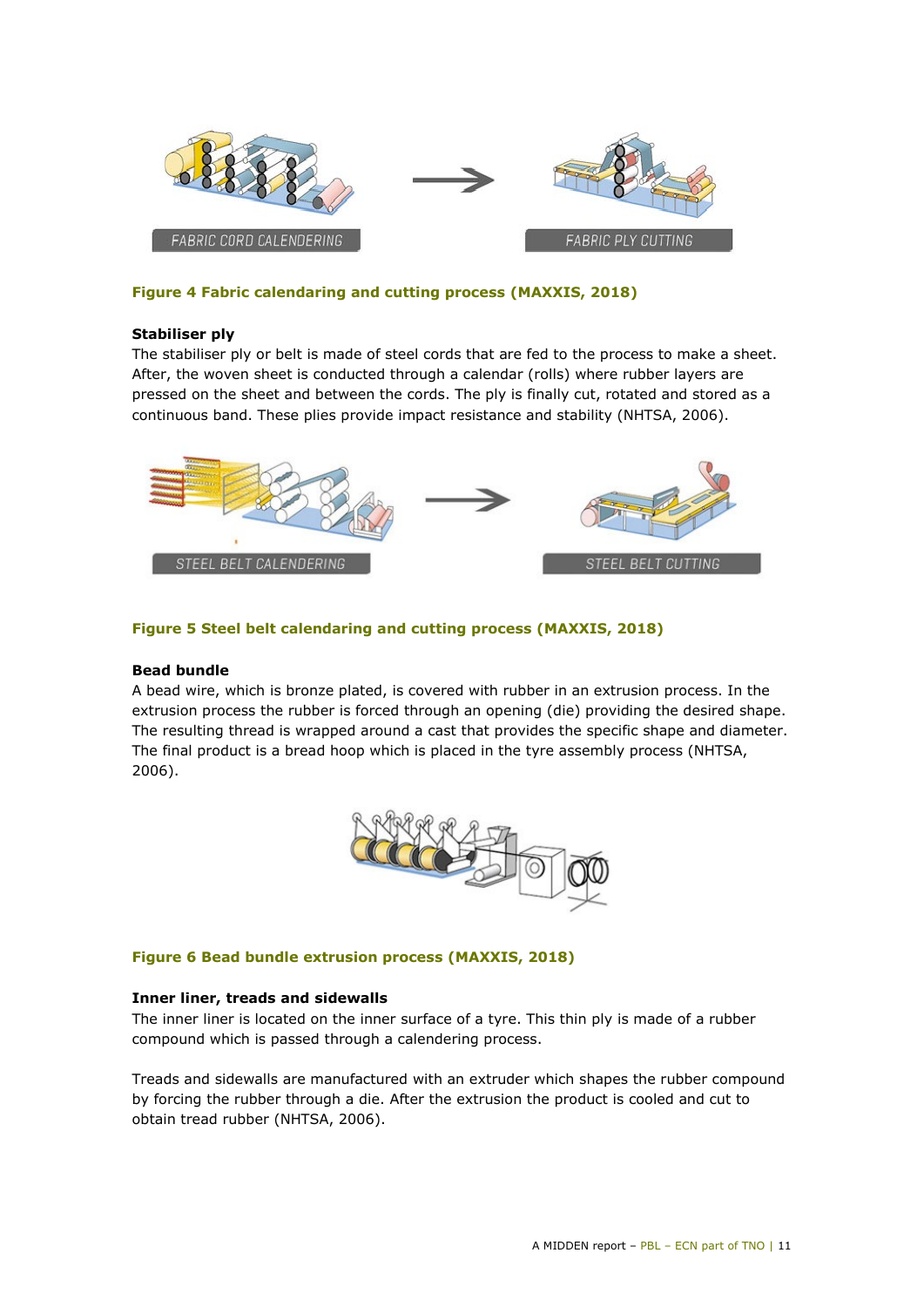FABRIC CORD CALENDERING

FABRIC PLY CUTTING

**Figure 4 Fabric calendaring and cutting process (MAXXIS, 2018)**

**Stabiliser ply**

The stabiliser ply or belt is made of steel cords that are fed to the process to make a sheet. After, the woven sheet is conducted through a calendar (rolls) where rubber layers are pressed on the sheet and between the cords. The ply is finally cut, rotated and stored as a continuous band. These plies provide impact resistance and stability (NHTSA, 2006).

STEEL BELT CALENDERING

STEEL BELT CUTTING

**Figure 5 Steel belt calendaring and cutting process (MAXXIS, 2018)**

**Bead bundle**

A bead wire, which is bronze plated, is covered with rubber in an extrusion process. In the extrusion process the rubber is forced through an opening (die) providing the desired shape. The resulting thread is wrapped around a cast that provides the specific shape and diameter. The final product is a bread hoop which is placed in the tyre assembly process (NHTSA, 2006).

**Figure 6 Bead bundle extrusion process (MAXXIS, 2018)**

**Inner liner, treads and sidewalls**

The inner liner is located on the inner surface of a tyre. This thin ply is made of a rubber compound which is passed through a calendering process.

Treads and sidewalls are manufactured with an extruder which shapes the rubber compound by forcing the rubber through a die. After the extrusion the product is cooled and cut to obtain tread rubber (NHTSA, 2006).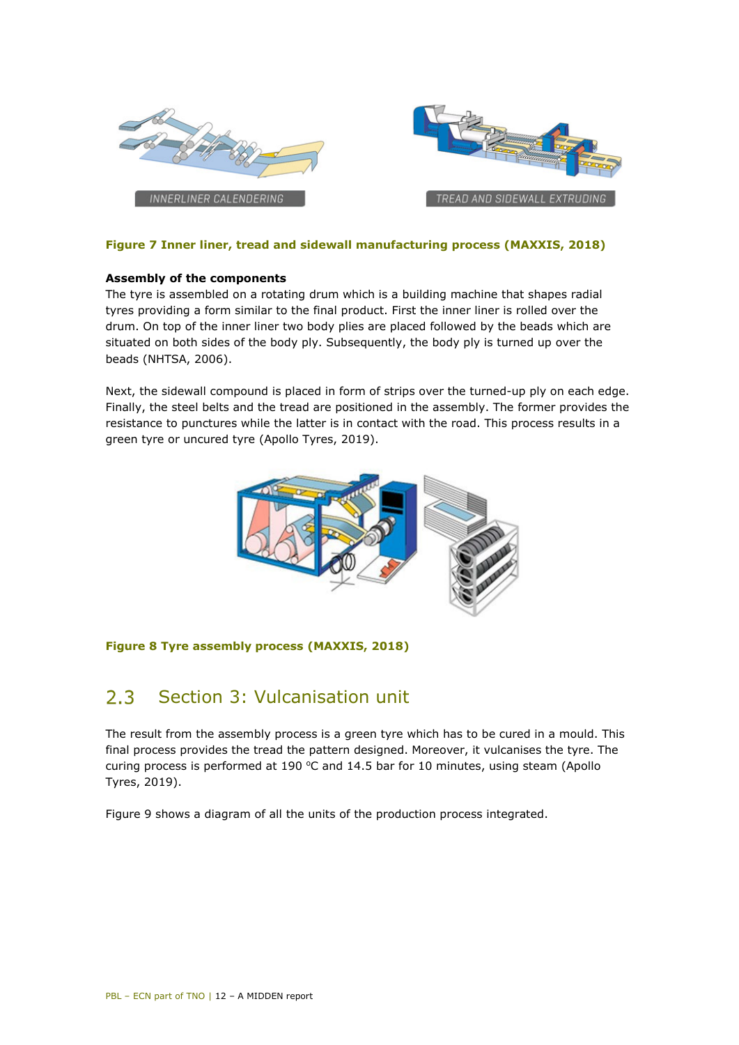INNERLINER CALENDERING

TREAD AND SIDEWALL EXTRUDING

**Figure 7 Inner liner, tread and sidewall manufacturing process (MAXXIS, 2018)**

**Assembly of the components**

The tyre is assembled on a rotating drum which is a building machine that shapes radial tyres providing a form similar to the final product. First the inner liner is rolled over the drum. On top of the inner liner two body plies are placed followed by the beads which are situated on both sides of the body ply. Subsequently, the body ply is turned up over the beads (NHTSA, 2006).

Next, the sidewall compound is placed in form of strips over the turned-up ply on each edge. Finally, the steel belts and the tread are positioned in the assembly. The former provides the resistance to punctures while the latter is in contact with the road. This process results in a green tyre or uncured tyre (Apollo Tyres, 2019).

**Figure 8 Tyre assembly process (MAXXIS, 2018)**

## 2.3 Section 3: Vulcanisation unit

The result from the assembly process is a green tyre which has to be cured in a mould. This final process provides the tread the pattern designed. Moreover, it vulcanises the tyre. The curing process is performed at 190 ºC and 14.5 bar for 10 minutes, using steam (Apollo Tyres, 2019).

Figure 9 shows a diagram of all the units of the production process integrated.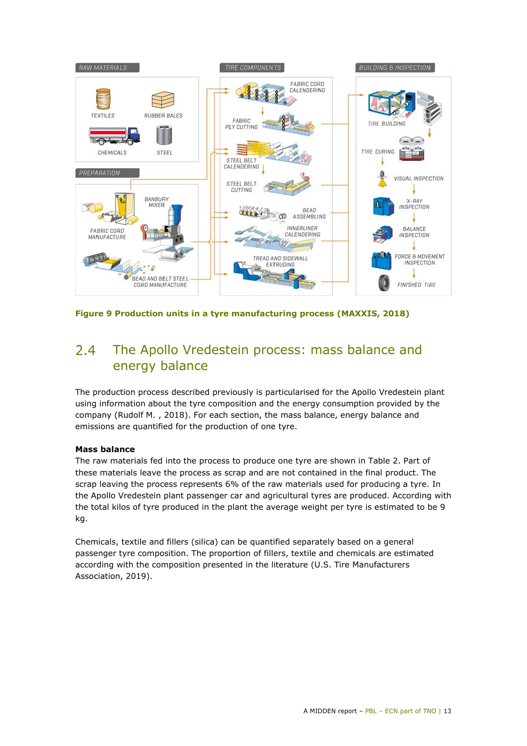Figure 9 Production units in a tyre manufacturing process (MAXXIS, 2018)

## 2.4 The Apollo Vredestein process: mass balance and energy balance

The production process described previously is particularised for the Apollo Vredestein plant using information about the tyre composition and the energy consumption provided by the company (Rudolf M. , 2018). For each section, the mass balance, energy balance and emissions are quantified for the production of one tyre.

**Mass balance**

The raw materials fed into the process to produce one tyre are shown in Table 2. Part of these materials leave the process as scrap and are not contained in the final product. The scrap leaving the process represents 6% of the raw materials used for producing a tyre. In the Apollo Vredestein plant passenger car and agricultural tyres are produced. According with the total kilos of tyre produced in the plant the average weight per tyre is estimated to be 9 kg.

Chemicals, textile and fillers (silica) can be quantified separately based on a general passenger tyre composition. The proportion of fillers, textile and chemicals are estimated according with the composition presented in the literature (U.S. Tire Manufacturers Association, 2019).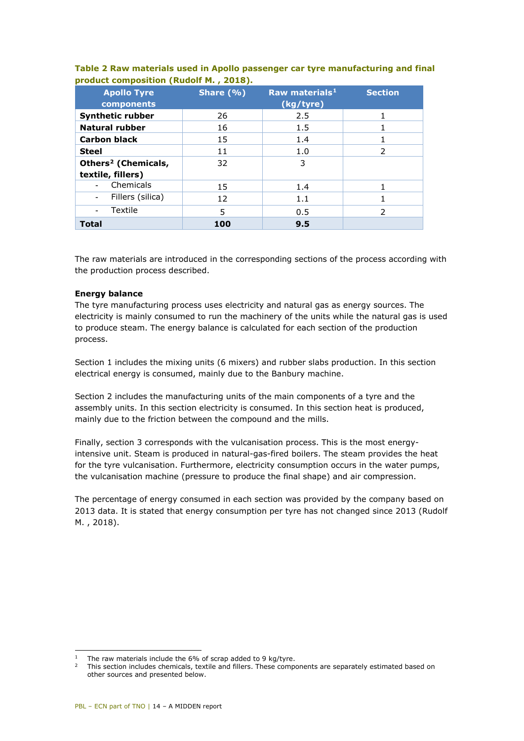**Table 2 Raw materials used in Apollo passenger car tyre manufacturing and final product composition (Rudolf M. , 2018).**

| Apollo Tyre components | Share (%) | Raw materials[1] (kg/tyre) | Section |
|---|---|---|---|
| **Synthetic rubber** | 26 | 2.5 | 1 |
| **Natural rubber** | 16 | 1.5 | 1 |
| **Carbon black** | 15 | 1.4 | 1 |
| **Steel** | 11 | 1.0 | 2 |
| **Others[2] (Chemicals, textile, fillers)** | 32 | 3 | |
| - Chemicals | 15 | 1.4 | 1 |
| - Fillers (silica) | 12 | 1.1 | 1 |
| - Textile | 5 | 0.5 | 2 |
| **Total** | **100** | **9.5** | |

The raw materials are introduced in the corresponding sections of the process according with the production process described.

**Energy balance**

The tyre manufacturing process uses electricity and natural gas as energy sources. The electricity is mainly consumed to run the machinery of the units while the natural gas is used to produce steam. The energy balance is calculated for each section of the production process.

Section 1 includes the mixing units (6 mixers) and rubber slabs production. In this section electrical energy is consumed, mainly due to the Banbury machine.

Section 2 includes the manufacturing units of the main components of a tyre and the assembly units. In this section electricity is consumed. In this section heat is produced, mainly due to the friction between the compound and the mills.

Finally, section 3 corresponds with the vulcanisation process. This is the most energy-intensive unit. Steam is produced in natural-gas-fired boilers. The steam provides the heat for the tyre vulcanisation. Furthermore, electricity consumption occurs in the water pumps, the vulcanisation machine (pressure to produce the final shape) and air compression.

The percentage of energy consumed in each section was provided by the company based on 2013 data. It is stated that energy consumption per tyre has not changed since 2013 (Rudolf M. , 2018).

---

[1] The raw materials include the 6% of scrap added to 9 kg/tyre.

[2] This section includes chemicals, textile and fillers. These components are separately estimated based on other sources and presented below.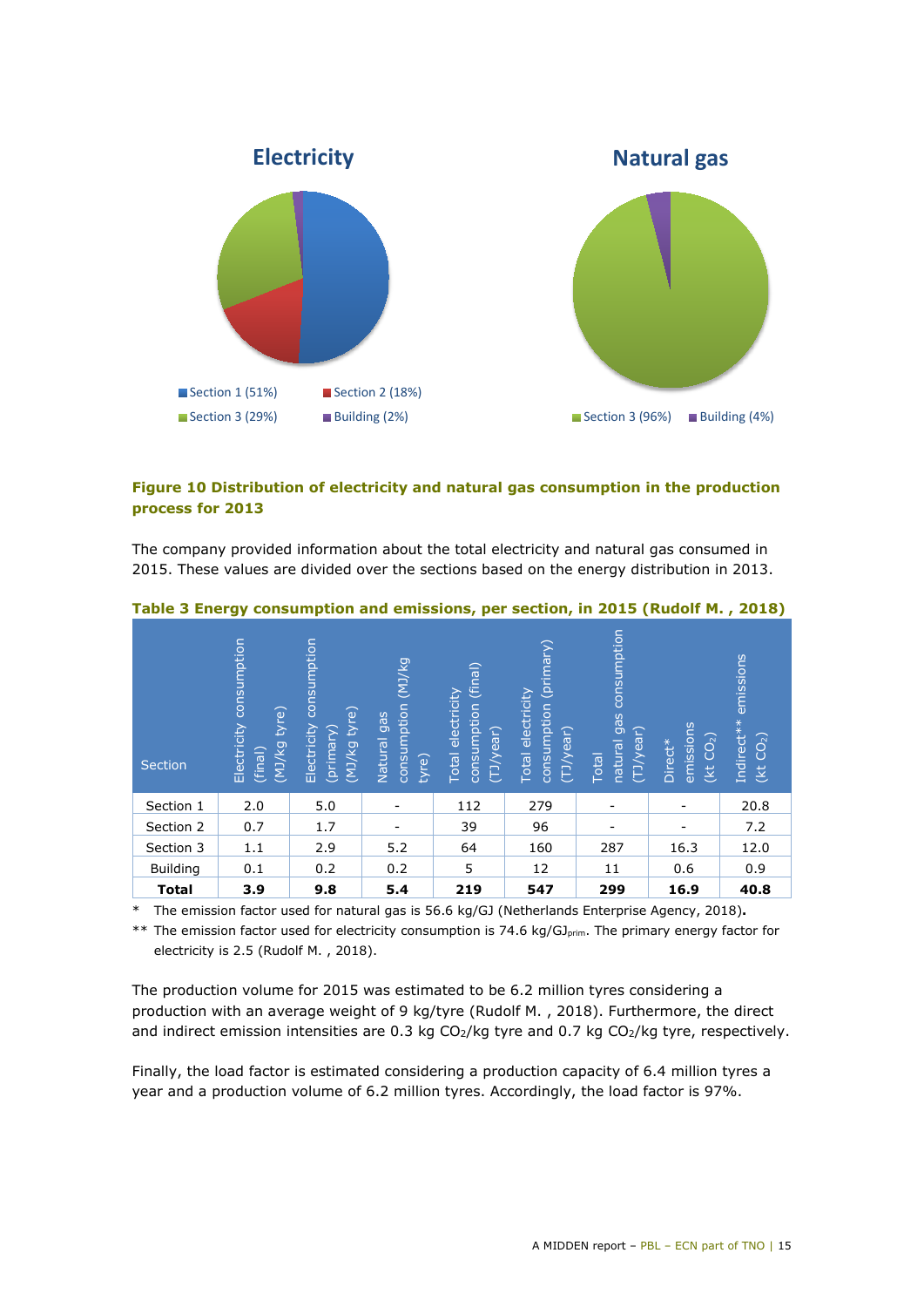Electricity

Section 1 (51%) Section 2 (18%) Section 3 (29%) Building (2%)

Natural gas

Section 3 (96%) Building (4%)

**Figure 10 Distribution of electricity and natural gas consumption in the production process for 2013**

The company provided information about the total electricity and natural gas consumed in 2015. These values are divided over the sections based on the energy distribution in 2013.

**Table 3 Energy consumption and emissions, per section, in 2015 (Rudolf M. , 2018)**

| Section | Electricity consumption (final) (MJ/kg tyre) | Electricity consumption (primary) (MJ/kg tyre) | Natural gas consumption (MJ/kg tyre) | Total electricity consumption (final) (TJ/year) | Total electricity consumption (primary) (TJ/year) | Total natural gas consumption (TJ/year) | Direct* emissions (kt $CO_2$) | Indirect** emissions (kt $CO_2$) |
|---|---|---|---|---|---|---|---|---|
| Section 1 | 2.0 | 5.0 | - | 112 | 279 | - | - | 20.8 |
| Section 2 | 0.7 | 1.7 | - | 39 | 96 | - | - | 7.2 |
| Section 3 | 1.1 | 2.9 | 5.2 | 64 | 160 | 287 | 16.3 | 12.0 |
| Building | 0.1 | 0.2 | 0.2 | 5 | 12 | 11 | 0.6 | 0.9 |
| **Total** | **3.9** | **9.8** | **5.4** | **219** | **547** | **299** | **16.9** | **40.8** |

\* The emission factor used for natural gas is 56.6 kg/GJ (Netherlands Enterprise Agency, 2018).

\*\* The emission factor used for electricity consumption is 74.6 kg/$GJ_{prim}$. The primary energy factor for electricity is 2.5 (Rudolf M. , 2018).

The production volume for 2015 was estimated to be 6.2 million tyres considering a production with an average weight of 9 kg/tyre (Rudolf M. , 2018). Furthermore, the direct and indirect emission intensities are 0.3 kg $CO_2$/kg tyre and 0.7 kg $CO_2$/kg tyre, respectively.

Finally, the load factor is estimated considering a production capacity of 6.4 million tyres a year and a production volume of 6.2 million tyres. Accordingly, the load factor is 97%.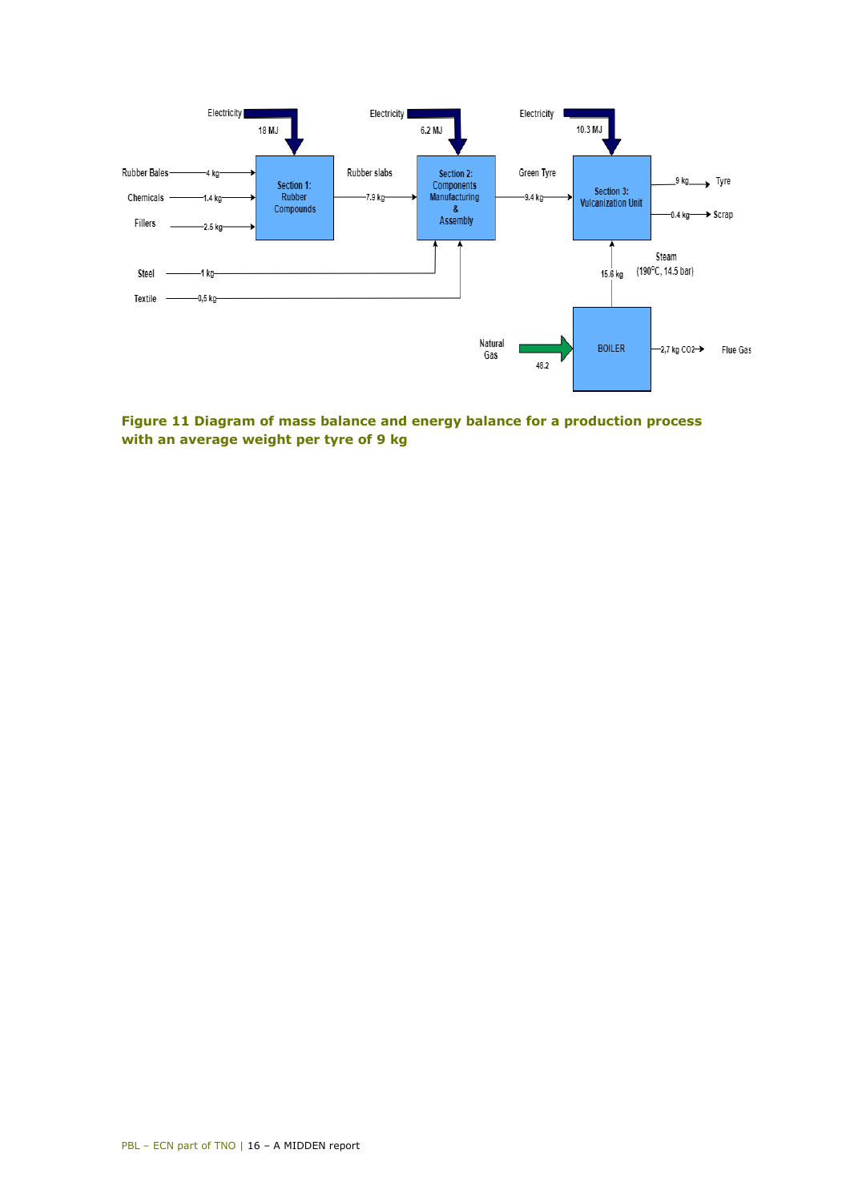Electricity 18 MJ

Electricity 6.2 MJ

Electricity 10.3 MJ

Rubber Bales 4 kg → Section 1: Rubber Compounds

Chemicals 1.4 kg → Section 1: Rubber Compounds

Fillers 2.5 kg → Section 1: Rubber Compounds

Rubber slabs 7.9 kg → Section 2: Components Manufacturing & Assembly

Steel 1 kg → Section 2

Textile 0,5 kg → Section 2

Green Tyre 9.4 kg → Section 3: Vulcanization Unit

Section 3 → 9 kg Tyre

Section 3 → 0.4 kg Scrap

Steam (190°C, 14.5 bar) 15.6 kg → Section 3

Natural Gas 48.2 → BOILER → 2,7 kg $CO_2$ Flue Gas

**Figure 11 Diagram of mass balance and energy balance for a production process with an average weight per tyre of 9 kg**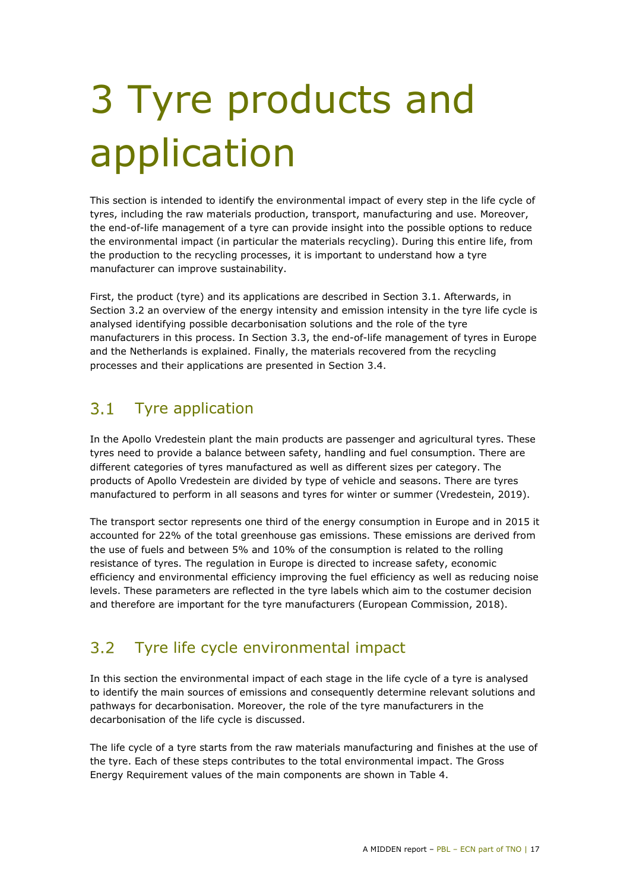# 3 Tyre products and application

This section is intended to identify the environmental impact of every step in the life cycle of tyres, including the raw materials production, transport, manufacturing and use. Moreover, the end-of-life management of a tyre can provide insight into the possible options to reduce the environmental impact (in particular the materials recycling). During this entire life, from the production to the recycling processes, it is important to understand how a tyre manufacturer can improve sustainability.

First, the product (tyre) and its applications are described in Section 3.1. Afterwards, in Section 3.2 an overview of the energy intensity and emission intensity in the tyre life cycle is analysed identifying possible decarbonisation solutions and the role of the tyre manufacturers in this process. In Section 3.3, the end-of-life management of tyres in Europe and the Netherlands is explained. Finally, the materials recovered from the recycling processes and their applications are presented in Section 3.4.

## 3.1 Tyre application

In the Apollo Vredestein plant the main products are passenger and agricultural tyres. These tyres need to provide a balance between safety, handling and fuel consumption. There are different categories of tyres manufactured as well as different sizes per category. The products of Apollo Vredestein are divided by type of vehicle and seasons. There are tyres manufactured to perform in all seasons and tyres for winter or summer (Vredestein, 2019).

The transport sector represents one third of the energy consumption in Europe and in 2015 it accounted for 22% of the total greenhouse gas emissions. These emissions are derived from the use of fuels and between 5% and 10% of the consumption is related to the rolling resistance of tyres. The regulation in Europe is directed to increase safety, economic efficiency and environmental efficiency improving the fuel efficiency as well as reducing noise levels. These parameters are reflected in the tyre labels which aim to the costumer decision and therefore are important for the tyre manufacturers (European Commission, 2018).

## 3.2 Tyre life cycle environmental impact

In this section the environmental impact of each stage in the life cycle of a tyre is analysed to identify the main sources of emissions and consequently determine relevant solutions and pathways for decarbonisation. Moreover, the role of the tyre manufacturers in the decarbonisation of the life cycle is discussed.

The life cycle of a tyre starts from the raw materials manufacturing and finishes at the use of the tyre. Each of these steps contributes to the total environmental impact. The Gross Energy Requirement values of the main components are shown in Table 4.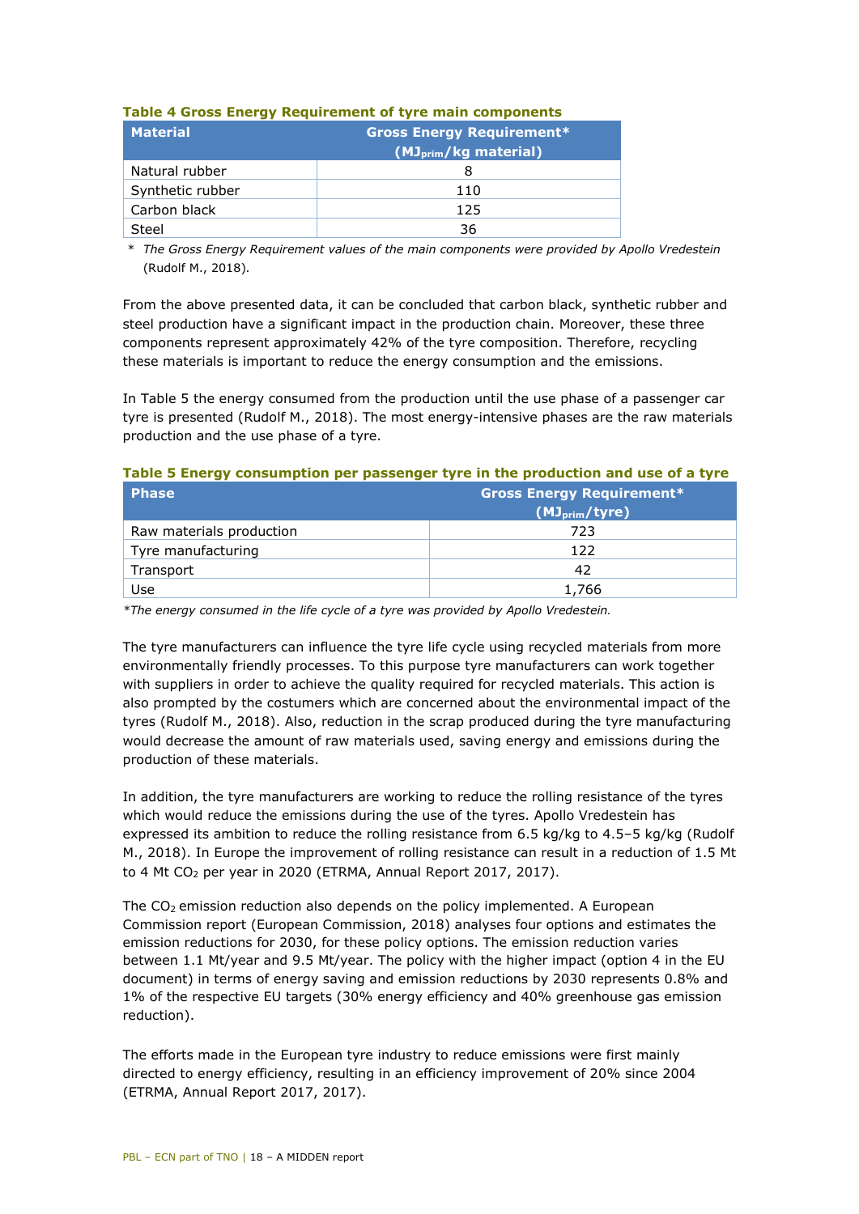**Table 4 Gross Energy Requirement of tyre main components**

| Material | Gross Energy Requirement* ($MJ_{prim}$/kg material) |
|---|---|
| Natural rubber | 8 |
| Synthetic rubber | 110 |
| Carbon black | 125 |
| Steel | 36 |

\* *The Gross Energy Requirement values of the main components were provided by Apollo Vredestein* (Rudolf M., 2018).

From the above presented data, it can be concluded that carbon black, synthetic rubber and steel production have a significant impact in the production chain. Moreover, these three components represent approximately 42% of the tyre composition. Therefore, recycling these materials is important to reduce the energy consumption and the emissions.

In Table 5 the energy consumed from the production until the use phase of a passenger car tyre is presented (Rudolf M., 2018). The most energy-intensive phases are the raw materials production and the use phase of a tyre.

**Table 5 Energy consumption per passenger tyre in the production and use of a tyre**

| Phase | Gross Energy Requirement* ($MJ_{prim}$/tyre) |
|---|---|
| Raw materials production | 723 |
| Tyre manufacturing | 122 |
| Transport | 42 |
| Use | 1,766 |

*\*The energy consumed in the life cycle of a tyre was provided by Apollo Vredestein.*

The tyre manufacturers can influence the tyre life cycle using recycled materials from more environmentally friendly processes. To this purpose tyre manufacturers can work together with suppliers in order to achieve the quality required for recycled materials. This action is also prompted by the costumers which are concerned about the environmental impact of the tyres (Rudolf M., 2018). Also, reduction in the scrap produced during the tyre manufacturing would decrease the amount of raw materials used, saving energy and emissions during the production of these materials.

In addition, the tyre manufacturers are working to reduce the rolling resistance of the tyres which would reduce the emissions during the use of the tyres. Apollo Vredestein has expressed its ambition to reduce the rolling resistance from 6.5 kg/kg to 4.5–5 kg/kg (Rudolf M., 2018). In Europe the improvement of rolling resistance can result in a reduction of 1.5 Mt to 4 Mt $CO_2$ per year in 2020 (ETRMA, Annual Report 2017, 2017).

The $CO_2$ emission reduction also depends on the policy implemented. A European Commission report (European Commission, 2018) analyses four options and estimates the emission reductions for 2030, for these policy options. The emission reduction varies between 1.1 Mt/year and 9.5 Mt/year. The policy with the higher impact (option 4 in the EU document) in terms of energy saving and emission reductions by 2030 represents 0.8% and 1% of the respective EU targets (30% energy efficiency and 40% greenhouse gas emission reduction).

The efforts made in the European tyre industry to reduce emissions were first mainly directed to energy efficiency, resulting in an efficiency improvement of 20% since 2004 (ETRMA, Annual Report 2017, 2017).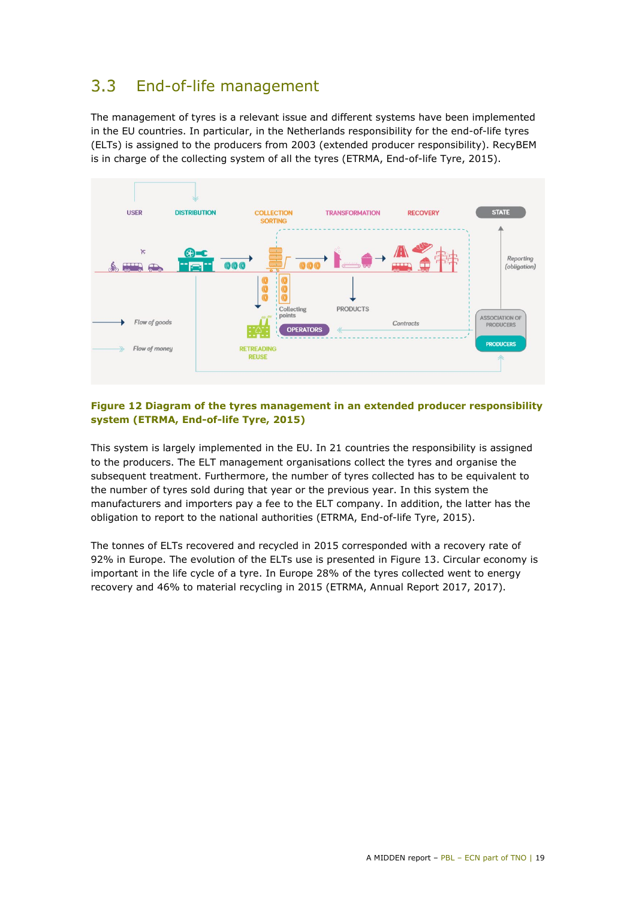## 3.3 End-of-life management

The management of tyres is a relevant issue and different systems have been implemented in the EU countries. In particular, in the Netherlands responsibility for the end-of-life tyres (ELTs) is assigned to the producers from 2003 (extended producer responsibility). RecyBEM is in charge of the collecting system of all the tyres (ETRMA, End-of-life Tyre, 2015).

**Figure 12 Diagram of the tyres management in an extended producer responsibility system (ETRMA, End-of-life Tyre, 2015)**

This system is largely implemented in the EU. In 21 countries the responsibility is assigned to the producers. The ELT management organisations collect the tyres and organise the subsequent treatment. Furthermore, the number of tyres collected has to be equivalent to the number of tyres sold during that year or the previous year. In this system the manufacturers and importers pay a fee to the ELT company. In addition, the latter has the obligation to report to the national authorities (ETRMA, End-of-life Tyre, 2015).

The tonnes of ELTs recovered and recycled in 2015 corresponded with a recovery rate of 92% in Europe. The evolution of the ELTs use is presented in Figure 13. Circular economy is important in the life cycle of a tyre. In Europe 28% of the tyres collected went to energy recovery and 46% to material recycling in 2015 (ETRMA, Annual Report 2017, 2017).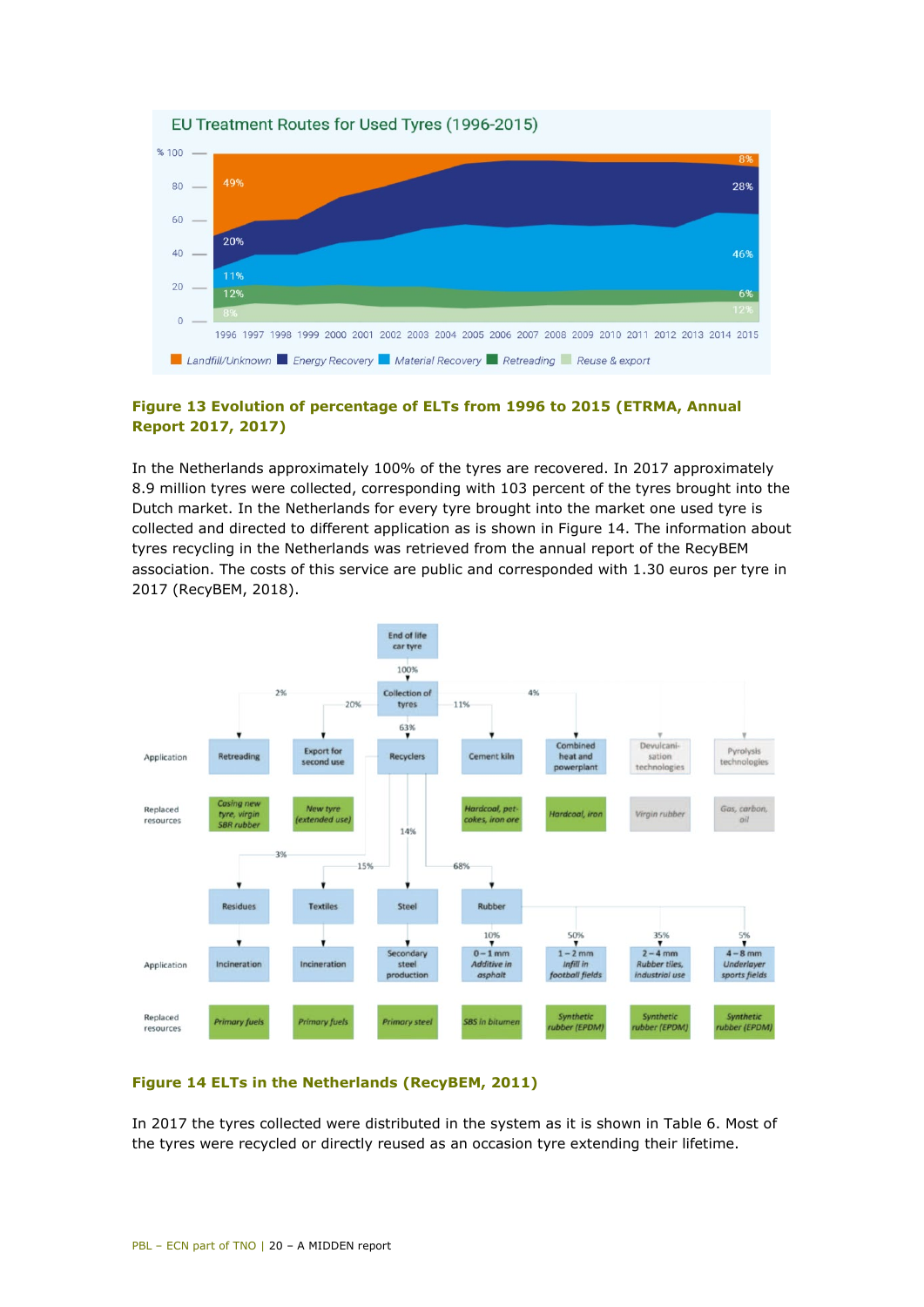Figure 13 Evolution of percentage of ELTs from 1996 to 2015 (ETRMA, Annual Report 2017, 2017)

In the Netherlands approximately 100% of the tyres are recovered. In 2017 approximately 8.9 million tyres were collected, corresponding with 103 percent of the tyres brought into the Dutch market. In the Netherlands for every tyre brought into the market one used tyre is collected and directed to different application as is shown in Figure 14. The information about tyres recycling in the Netherlands was retrieved from the annual report of the RecyBEM association. The costs of this service are public and corresponded with 1.30 euros per tyre in 2017 (RecyBEM, 2018).

Figure 14 ELTs in the Netherlands (RecyBEM, 2011)

In 2017 the tyres collected were distributed in the system as it is shown in Table 6. Most of the tyres were recycled or directly reused as an occasion tyre extending their lifetime.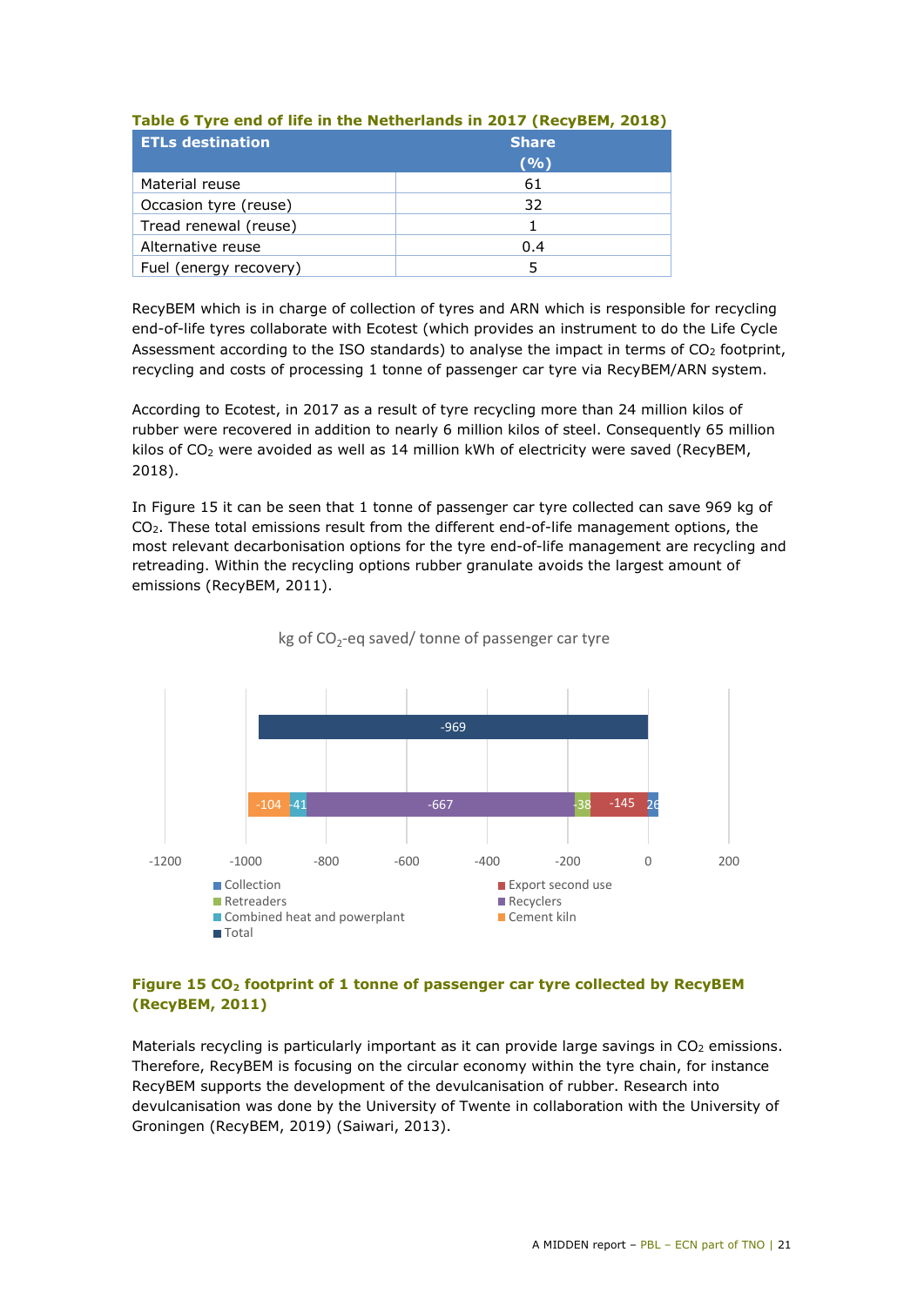**Table 6 Tyre end of life in the Netherlands in 2017 (RecyBEM, 2018)**

| ETLs destination | Share (%) |
|---|---|
| Material reuse | 61 |
| Occasion tyre (reuse) | 32 |
| Tread renewal (reuse) | 1 |
| Alternative reuse | 0.4 |
| Fuel (energy recovery) | 5 |

RecyBEM which is in charge of collection of tyres and ARN which is responsible for recycling end-of-life tyres collaborate with Ecotest (which provides an instrument to do the Life Cycle Assessment according to the ISO standards) to analyse the impact in terms of $CO_2$ footprint, recycling and costs of processing 1 tonne of passenger car tyre via RecyBEM/ARN system.

According to Ecotest, in 2017 as a result of tyre recycling more than 24 million kilos of rubber were recovered in addition to nearly 6 million kilos of steel. Consequently 65 million kilos of $CO_2$ were avoided as well as 14 million kWh of electricity were saved (RecyBEM, 2018).

In Figure 15 it can be seen that 1 tonne of passenger car tyre collected can save 969 kg of $CO_2$. These total emissions result from the different end-of-life management options, the most relevant decarbonisation options for the tyre end-of-life management are recycling and retreading. Within the recycling options rubber granulate avoids the largest amount of emissions (RecyBEM, 2011).

kg of $CO_2$-eq saved/ tonne of passenger car tyre

| Category | kg $CO_2$-eq |
|---|---|
| Total | -969 |
| Cement kiln | -104 |
| Combined heat and powerplant | -41 |
| Recyclers | -667 |
| Retreaders | -38 |
| Export second use | -145 |
| Collection | 26 |

**Figure 15 $CO_2$ footprint of 1 tonne of passenger car tyre collected by RecyBEM (RecyBEM, 2011)**

Materials recycling is particularly important as it can provide large savings in $CO_2$ emissions. Therefore, RecyBEM is focusing on the circular economy within the tyre chain, for instance RecyBEM supports the development of the devulcanisation of rubber. Research into devulcanisation was done by the University of Twente in collaboration with the University of Groningen (RecyBEM, 2019) (Saiwari, 2013).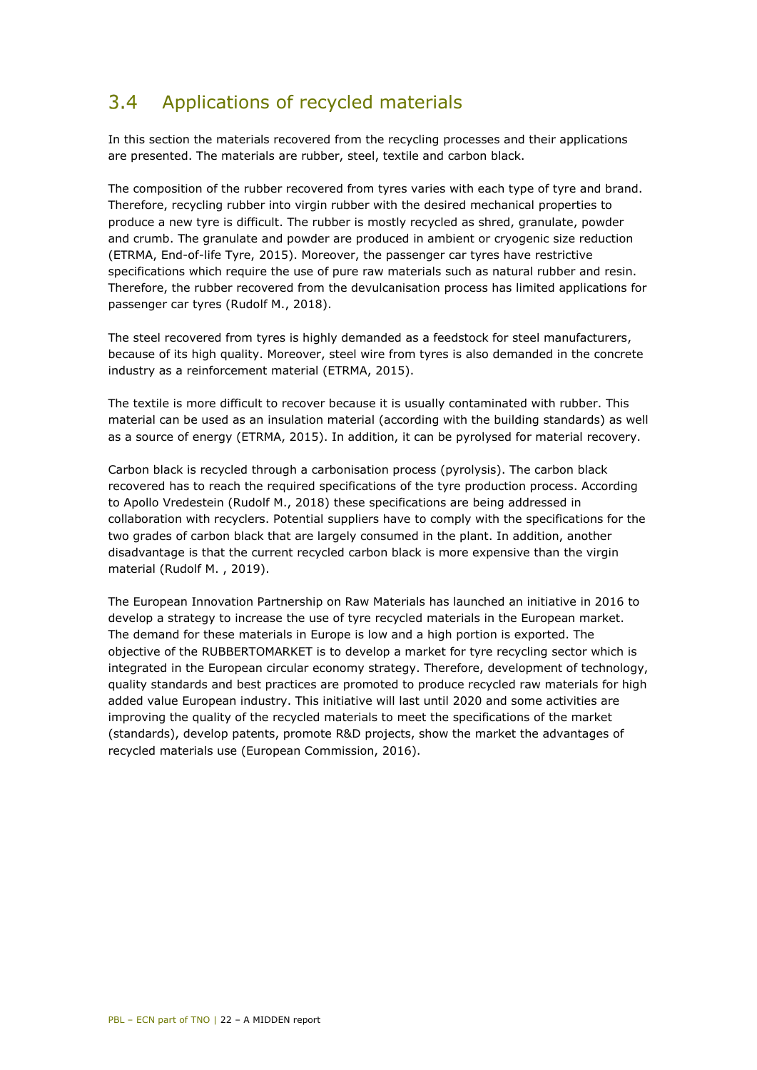## 3.4 Applications of recycled materials

In this section the materials recovered from the recycling processes and their applications are presented. The materials are rubber, steel, textile and carbon black.

The composition of the rubber recovered from tyres varies with each type of tyre and brand. Therefore, recycling rubber into virgin rubber with the desired mechanical properties to produce a new tyre is difficult. The rubber is mostly recycled as shred, granulate, powder and crumb. The granulate and powder are produced in ambient or cryogenic size reduction (ETRMA, End-of-life Tyre, 2015). Moreover, the passenger car tyres have restrictive specifications which require the use of pure raw materials such as natural rubber and resin. Therefore, the rubber recovered from the devulcanisation process has limited applications for passenger car tyres (Rudolf M., 2018).

The steel recovered from tyres is highly demanded as a feedstock for steel manufacturers, because of its high quality. Moreover, steel wire from tyres is also demanded in the concrete industry as a reinforcement material (ETRMA, 2015).

The textile is more difficult to recover because it is usually contaminated with rubber. This material can be used as an insulation material (according with the building standards) as well as a source of energy (ETRMA, 2015). In addition, it can be pyrolysed for material recovery.

Carbon black is recycled through a carbonisation process (pyrolysis). The carbon black recovered has to reach the required specifications of the tyre production process. According to Apollo Vredestein (Rudolf M., 2018) these specifications are being addressed in collaboration with recyclers. Potential suppliers have to comply with the specifications for the two grades of carbon black that are largely consumed in the plant. In addition, another disadvantage is that the current recycled carbon black is more expensive than the virgin material (Rudolf M. , 2019).

The European Innovation Partnership on Raw Materials has launched an initiative in 2016 to develop a strategy to increase the use of tyre recycled materials in the European market. The demand for these materials in Europe is low and a high portion is exported. The objective of the RUBBERTOMARKET is to develop a market for tyre recycling sector which is integrated in the European circular economy strategy. Therefore, development of technology, quality standards and best practices are promoted to produce recycled raw materials for high added value European industry. This initiative will last until 2020 and some activities are improving the quality of the recycled materials to meet the specifications of the market (standards), develop patents, promote R&D projects, show the market the advantages of recycled materials use (European Commission, 2016).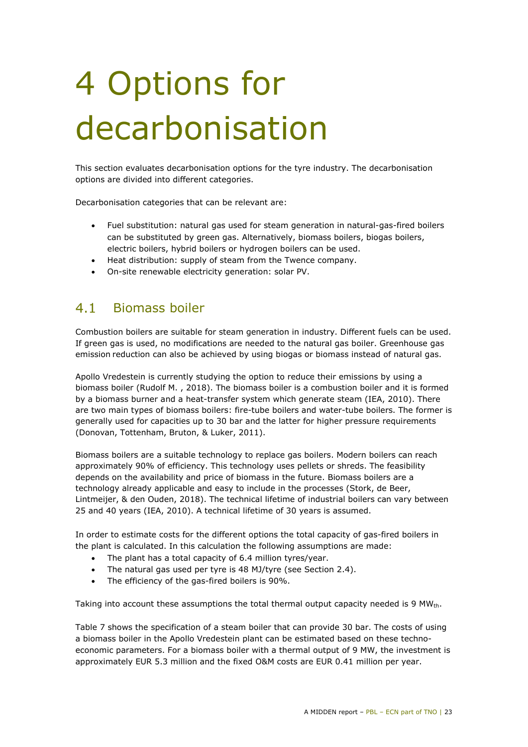# 4 Options for decarbonisation

This section evaluates decarbonisation options for the tyre industry. The decarbonisation options are divided into different categories.

Decarbonisation categories that can be relevant are:

- Fuel substitution: natural gas used for steam generation in natural-gas-fired boilers can be substituted by green gas. Alternatively, biomass boilers, biogas boilers, electric boilers, hybrid boilers or hydrogen boilers can be used.
- Heat distribution: supply of steam from the Twence company.
- On-site renewable electricity generation: solar PV.

## 4.1 Biomass boiler

Combustion boilers are suitable for steam generation in industry. Different fuels can be used. If green gas is used, no modifications are needed to the natural gas boiler. Greenhouse gas emission reduction can also be achieved by using biogas or biomass instead of natural gas.

Apollo Vredestein is currently studying the option to reduce their emissions by using a biomass boiler (Rudolf M. , 2018). The biomass boiler is a combustion boiler and it is formed by a biomass burner and a heat-transfer system which generate steam (IEA, 2010). There are two main types of biomass boilers: fire-tube boilers and water-tube boilers. The former is generally used for capacities up to 30 bar and the latter for higher pressure requirements (Donovan, Tottenham, Bruton, & Luker, 2011).

Biomass boilers are a suitable technology to replace gas boilers. Modern boilers can reach approximately 90% of efficiency. This technology uses pellets or shreds. The feasibility depends on the availability and price of biomass in the future. Biomass boilers are a technology already applicable and easy to include in the processes (Stork, de Beer, Lintmeijer, & den Ouden, 2018). The technical lifetime of industrial boilers can vary between 25 and 40 years (IEA, 2010). A technical lifetime of 30 years is assumed.

In order to estimate costs for the different options the total capacity of gas-fired boilers in the plant is calculated. In this calculation the following assumptions are made:

- The plant has a total capacity of 6.4 million tyres/year.
- The natural gas used per tyre is 48 MJ/tyre (see Section 2.4).
- The efficiency of the gas-fired boilers is 90%.

Taking into account these assumptions the total thermal output capacity needed is 9 $MW_{th}$.

Table 7 shows the specification of a steam boiler that can provide 30 bar. The costs of using a biomass boiler in the Apollo Vredestein plant can be estimated based on these techno-economic parameters. For a biomass boiler with a thermal output of 9 MW, the investment is approximately EUR 5.3 million and the fixed O&M costs are EUR 0.41 million per year.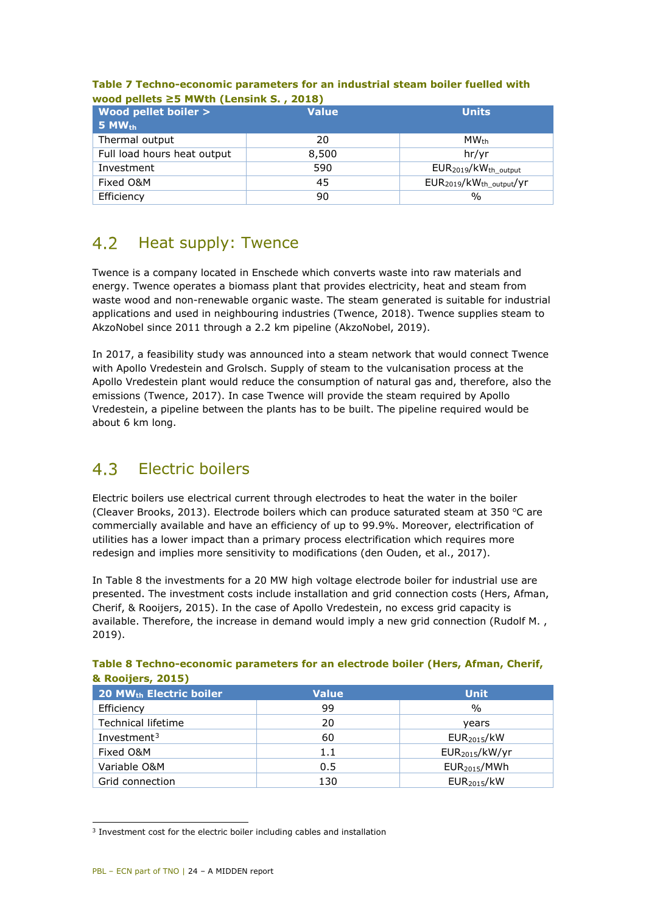**Table 7 Techno-economic parameters for an industrial steam boiler fuelled with wood pellets ≥5 MWth (Lensink S. , 2018)**

| Wood pellet boiler > 5 $MW_{th}$ | Value | Units |
|---|---|---|
| Thermal output | 20 | $MW_{th}$ |
| Full load hours heat output | 8,500 | hr/yr |
| Investment | 590 | $EUR_{2019}/kW_{th\_output}$ |
| Fixed O&M | 45 | $EUR_{2019}/kW_{th\_output}/yr$ |
| Efficiency | 90 | % |

## 4.2 Heat supply: Twence

Twence is a company located in Enschede which converts waste into raw materials and energy. Twence operates a biomass plant that provides electricity, heat and steam from waste wood and non-renewable organic waste. The steam generated is suitable for industrial applications and used in neighbouring industries (Twence, 2018). Twence supplies steam to AkzoNobel since 2011 through a 2.2 km pipeline (AkzoNobel, 2019).

In 2017, a feasibility study was announced into a steam network that would connect Twence with Apollo Vredestein and Grolsch. Supply of steam to the vulcanisation process at the Apollo Vredestein plant would reduce the consumption of natural gas and, therefore, also the emissions (Twence, 2017). In case Twence will provide the steam required by Apollo Vredestein, a pipeline between the plants has to be built. The pipeline required would be about 6 km long.

## 4.3 Electric boilers

Electric boilers use electrical current through electrodes to heat the water in the boiler (Cleaver Brooks, 2013). Electrode boilers which can produce saturated steam at 350 °C are commercially available and have an efficiency of up to 99.9%. Moreover, electrification of utilities has a lower impact than a primary process electrification which requires more redesign and implies more sensitivity to modifications (den Ouden, et al., 2017).

In Table 8 the investments for a 20 MW high voltage electrode boiler for industrial use are presented. The investment costs include installation and grid connection costs (Hers, Afman, Cherif, & Rooijers, 2015). In the case of Apollo Vredestein, no excess grid capacity is available. Therefore, the increase in demand would imply a new grid connection (Rudolf M. , 2019).

**Table 8 Techno-economic parameters for an electrode boiler (Hers, Afman, Cherif, & Rooijers, 2015)**

| 20 $MW_{th}$ Electric boiler | Value | Unit |
|---|---|---|
| Efficiency | 99 | % |
| Technical lifetime | 20 | years |
| Investment[3] | 60 | $EUR_{2015}/kW$ |
| Fixed O&M | 1.1 | $EUR_{2015}/kW/yr$ |
| Variable O&M | 0.5 | $EUR_{2015}/MWh$ |
| Grid connection | 130 | $EUR_{2015}/kW$ |

[3] Investment cost for the electric boiler including cables and installation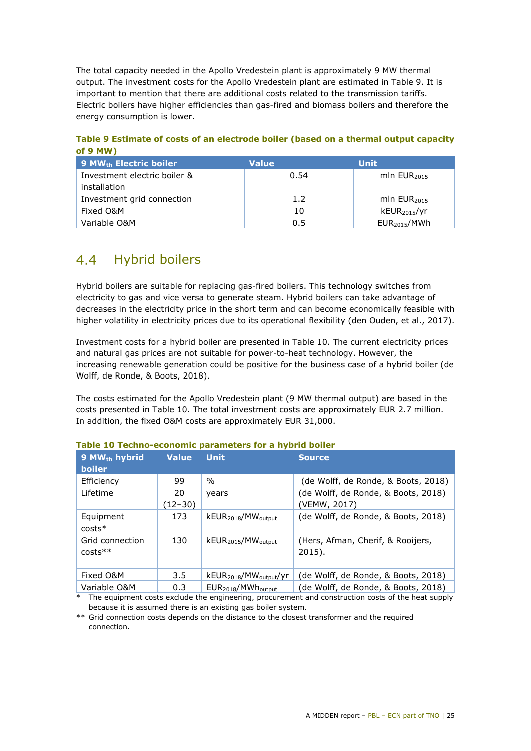The total capacity needed in the Apollo Vredestein plant is approximately 9 MW thermal output. The investment costs for the Apollo Vredestein plant are estimated in Table 9. It is important to mention that there are additional costs related to the transmission tariffs. Electric boilers have higher efficiencies than gas-fired and biomass boilers and therefore the energy consumption is lower.

**Table 9 Estimate of costs of an electrode boiler (based on a thermal output capacity of 9 MW)**

| 9 $MW_{th}$ Electric boiler | Value | Unit |
|---|---|---|
| Investment electric boiler & installation | 0.54 | mln $EUR_{2015}$ |
| Investment grid connection | 1.2 | mln $EUR_{2015}$ |
| Fixed O&M | 10 | $kEUR_{2015}/yr$ |
| Variable O&M | 0.5 | $EUR_{2015}/MWh$ |

## 4.4 Hybrid boilers

Hybrid boilers are suitable for replacing gas-fired boilers. This technology switches from electricity to gas and vice versa to generate steam. Hybrid boilers can take advantage of decreases in the electricity price in the short term and can become economically feasible with higher volatility in electricity prices due to its operational flexibility (den Ouden, et al., 2017).

Investment costs for a hybrid boiler are presented in Table 10. The current electricity prices and natural gas prices are not suitable for power-to-heat technology. However, the increasing renewable generation could be positive for the business case of a hybrid boiler (de Wolff, de Ronde, & Boots, 2018).

The costs estimated for the Apollo Vredestein plant (9 MW thermal output) are based in the costs presented in Table 10. The total investment costs are approximately EUR 2.7 million. In addition, the fixed O&M costs are approximately EUR 31,000.

**Table 10 Techno-economic parameters for a hybrid boiler**

| 9 $MW_{th}$ hybrid boiler | Value | Unit | Source |
|---|---|---|---|
| Efficiency | 99 | % | (de Wolff, de Ronde, & Boots, 2018) |
| Lifetime | 20 (12–30) | years | (de Wolff, de Ronde, & Boots, 2018) (VEMW, 2017) |
| Equipment costs* | 173 | $kEUR_{2018}/MW_{output}$ | (de Wolff, de Ronde, & Boots, 2018) |
| Grid connection costs** | 130 | $kEUR_{2015}/MW_{output}$ | (Hers, Afman, Cherif, & Rooijers, 2015). |
| Fixed O&M | 3.5 | $kEUR_{2018}/MW_{output}/yr$ | (de Wolff, de Ronde, & Boots, 2018) |
| Variable O&M | 0.3 | $EUR_{2018}/MWh_{output}$ | (de Wolff, de Ronde, & Boots, 2018) |

\* The equipment costs exclude the engineering, procurement and construction costs of the heat supply because it is assumed there is an existing gas boiler system.

\** Grid connection costs depends on the distance to the closest transformer and the required connection.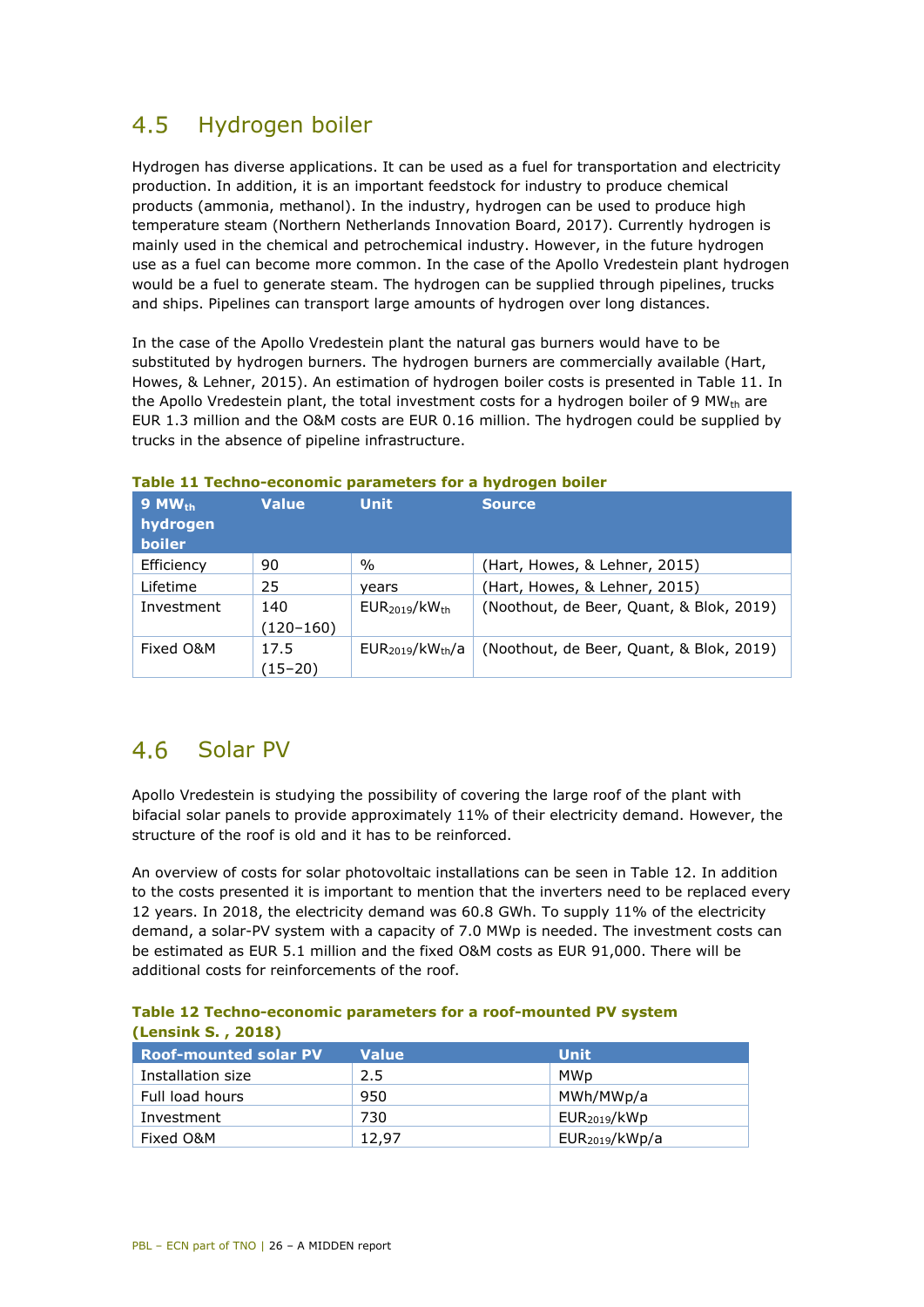## 4.5 Hydrogen boiler

Hydrogen has diverse applications. It can be used as a fuel for transportation and electricity production. In addition, it is an important feedstock for industry to produce chemical products (ammonia, methanol). In the industry, hydrogen can be used to produce high temperature steam (Northern Netherlands Innovation Board, 2017). Currently hydrogen is mainly used in the chemical and petrochemical industry. However, in the future hydrogen use as a fuel can become more common. In the case of the Apollo Vredestein plant hydrogen would be a fuel to generate steam. The hydrogen can be supplied through pipelines, trucks and ships. Pipelines can transport large amounts of hydrogen over long distances.

In the case of the Apollo Vredestein plant the natural gas burners would have to be substituted by hydrogen burners. The hydrogen burners are commercially available (Hart, Howes, & Lehner, 2015). An estimation of hydrogen boiler costs is presented in Table 11. In the Apollo Vredestein plant, the total investment costs for a hydrogen boiler of 9 $MW_{th}$ are EUR 1.3 million and the O&M costs are EUR 0.16 million. The hydrogen could be supplied by trucks in the absence of pipeline infrastructure.

**Table 11 Techno-economic parameters for a hydrogen boiler**

| 9 $MW_{th}$ hydrogen boiler | Value | Unit | Source |
|---|---|---|---|
| Efficiency | 90 | % | (Hart, Howes, & Lehner, 2015) |
| Lifetime | 25 | years | (Hart, Howes, & Lehner, 2015) |
| Investment | 140 (120–160) | $EUR_{2019}/kW_{th}$ | (Noothout, de Beer, Quant, & Blok, 2019) |
| Fixed O&M | 17.5 (15–20) | $EUR_{2019}/kW_{th}/a$ | (Noothout, de Beer, Quant, & Blok, 2019) |

## 4.6 Solar PV

Apollo Vredestein is studying the possibility of covering the large roof of the plant with bifacial solar panels to provide approximately 11% of their electricity demand. However, the structure of the roof is old and it has to be reinforced.

An overview of costs for solar photovoltaic installations can be seen in Table 12. In addition to the costs presented it is important to mention that the inverters need to be replaced every 12 years. In 2018, the electricity demand was 60.8 GWh. To supply 11% of the electricity demand, a solar-PV system with a capacity of 7.0 MWp is needed. The investment costs can be estimated as EUR 5.1 million and the fixed O&M costs as EUR 91,000. There will be additional costs for reinforcements of the roof.

**Table 12 Techno-economic parameters for a roof-mounted PV system (Lensink S. , 2018)**

| Roof-mounted solar PV | Value | Unit |
|---|---|---|
| Installation size | 2.5 | MWp |
| Full load hours | 950 | MWh/MWp/a |
| Investment | 730 | $EUR_{2019}/kWp$ |
| Fixed O&M | 12,97 | $EUR_{2019}/kWp/a$ |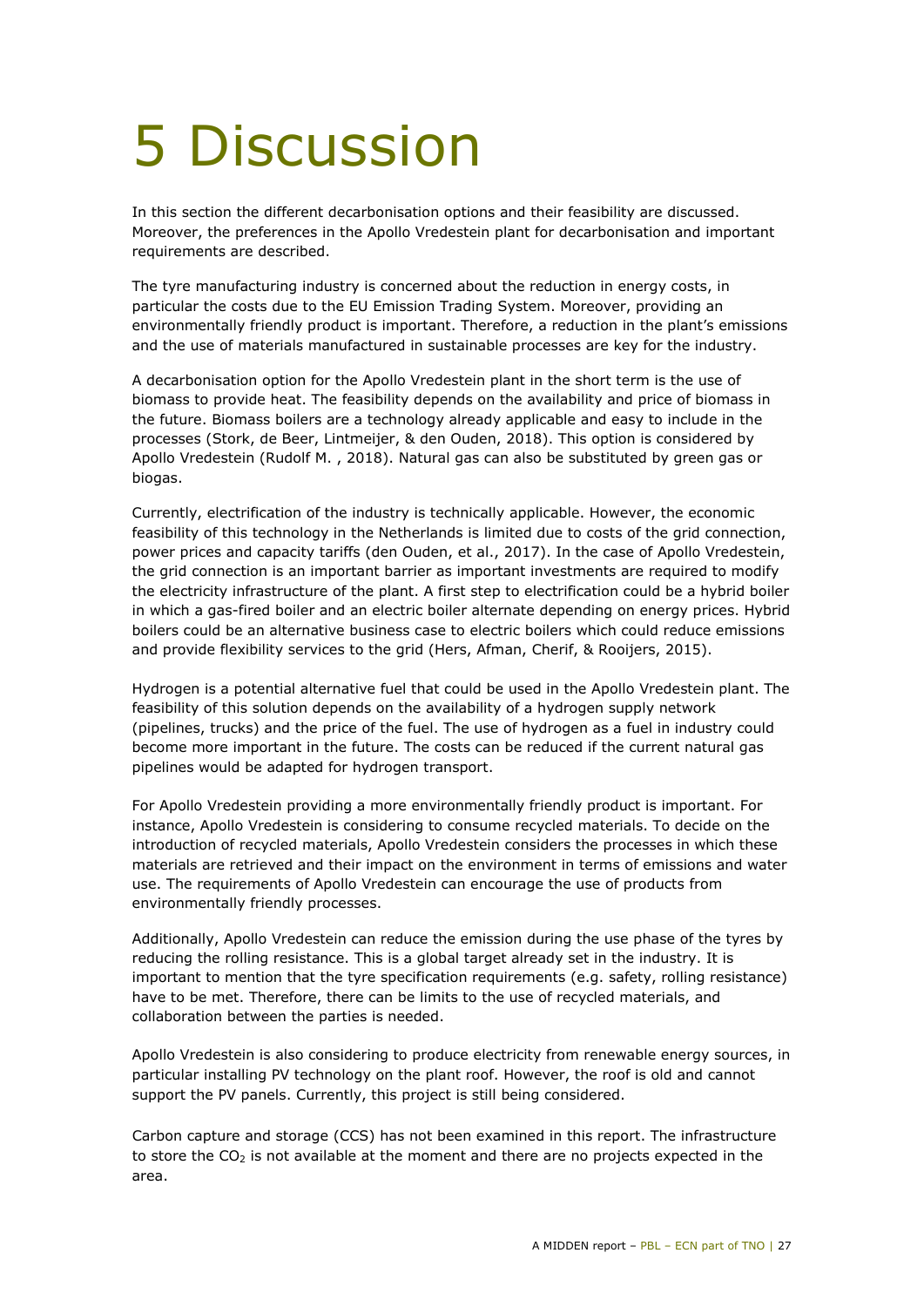# 5 Discussion

In this section the different decarbonisation options and their feasibility are discussed. Moreover, the preferences in the Apollo Vredestein plant for decarbonisation and important requirements are described.

The tyre manufacturing industry is concerned about the reduction in energy costs, in particular the costs due to the EU Emission Trading System. Moreover, providing an environmentally friendly product is important. Therefore, a reduction in the plant's emissions and the use of materials manufactured in sustainable processes are key for the industry.

A decarbonisation option for the Apollo Vredestein plant in the short term is the use of biomass to provide heat. The feasibility depends on the availability and price of biomass in the future. Biomass boilers are a technology already applicable and easy to include in the processes (Stork, de Beer, Lintmeijer, & den Ouden, 2018). This option is considered by Apollo Vredestein (Rudolf M. , 2018). Natural gas can also be substituted by green gas or biogas.

Currently, electrification of the industry is technically applicable. However, the economic feasibility of this technology in the Netherlands is limited due to costs of the grid connection, power prices and capacity tariffs (den Ouden, et al., 2017). In the case of Apollo Vredestein, the grid connection is an important barrier as important investments are required to modify the electricity infrastructure of the plant. A first step to electrification could be a hybrid boiler in which a gas-fired boiler and an electric boiler alternate depending on energy prices. Hybrid boilers could be an alternative business case to electric boilers which could reduce emissions and provide flexibility services to the grid (Hers, Afman, Cherif, & Rooijers, 2015).

Hydrogen is a potential alternative fuel that could be used in the Apollo Vredestein plant. The feasibility of this solution depends on the availability of a hydrogen supply network (pipelines, trucks) and the price of the fuel. The use of hydrogen as a fuel in industry could become more important in the future. The costs can be reduced if the current natural gas pipelines would be adapted for hydrogen transport.

For Apollo Vredestein providing a more environmentally friendly product is important. For instance, Apollo Vredestein is considering to consume recycled materials. To decide on the introduction of recycled materials, Apollo Vredestein considers the processes in which these materials are retrieved and their impact on the environment in terms of emissions and water use. The requirements of Apollo Vredestein can encourage the use of products from environmentally friendly processes.

Additionally, Apollo Vredestein can reduce the emission during the use phase of the tyres by reducing the rolling resistance. This is a global target already set in the industry. It is important to mention that the tyre specification requirements (e.g. safety, rolling resistance) have to be met. Therefore, there can be limits to the use of recycled materials, and collaboration between the parties is needed.

Apollo Vredestein is also considering to produce electricity from renewable energy sources, in particular installing PV technology on the plant roof. However, the roof is old and cannot support the PV panels. Currently, this project is still being considered.

Carbon capture and storage (CCS) has not been examined in this report. The infrastructure to store the $CO_2$ is not available at the moment and there are no projects expected in the area.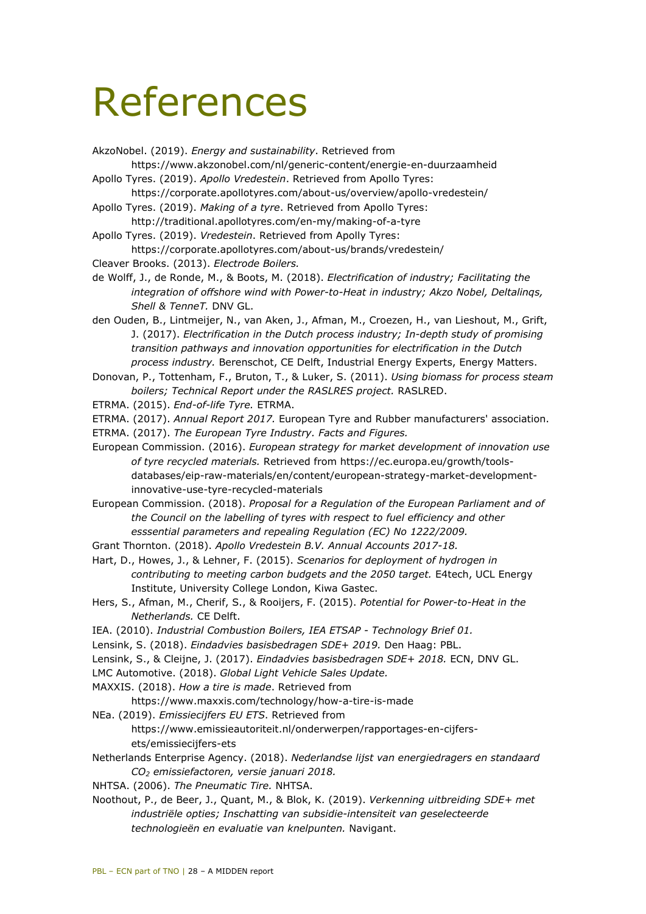# References

AkzoNobel. (2019). *Energy and sustainability*. Retrieved from https://www.akzonobel.com/nl/generic-content/energie-en-duurzaamheid

Apollo Tyres. (2019). *Apollo Vredestein*. Retrieved from Apollo Tyres: https://corporate.apollotyres.com/about-us/overview/apollo-vredestein/

Apollo Tyres. (2019). *Making of a tyre*. Retrieved from Apollo Tyres: http://traditional.apollotyres.com/en-my/making-of-a-tyre

Apollo Tyres. (2019). *Vredestein*. Retrieved from Apolly Tyres: https://corporate.apollotyres.com/about-us/brands/vredestein/

Cleaver Brooks. (2013). *Electrode Boilers.*

de Wolff, J., de Ronde, M., & Boots, M. (2018). *Electrification of industry; Facilitating the integration of offshore wind with Power-to-Heat in industry; Akzo Nobel, Deltalinqs, Shell & TenneT.* DNV GL.

den Ouden, B., Lintmeijer, N., van Aken, J., Afman, M., Croezen, H., van Lieshout, M., Grift, J. (2017). *Electrification in the Dutch process industry; In-depth study of promising transition pathways and innovation opportunities for electrification in the Dutch process industry.* Berenschot, CE Delft, Industrial Energy Experts, Energy Matters.

Donovan, P., Tottenham, F., Bruton, T., & Luker, S. (2011). *Using biomass for process steam boilers; Technical Report under the RASLRES project.* RASLRED.

ETRMA. (2015). *End-of-life Tyre.* ETRMA.

ETRMA. (2017). *Annual Report 2017.* European Tyre and Rubber manufacturers' association.

ETRMA. (2017). *The European Tyre Industry. Facts and Figures.*

European Commission. (2016). *European strategy for market development of innovation use of tyre recycled materials.* Retrieved from https://ec.europa.eu/growth/tools-databases/eip-raw-materials/en/content/european-strategy-market-development-innovative-use-tyre-recycled-materials

European Commission. (2018). *Proposal for a Regulation of the European Parliament and of the Council on the labelling of tyres with respect to fuel efficiency and other esssential parameters and repealing Regulation (EC) No 1222/2009.*

Grant Thornton. (2018). *Apollo Vredestein B.V. Annual Accounts 2017-18.*

Hart, D., Howes, J., & Lehner, F. (2015). *Scenarios for deployment of hydrogen in contributing to meeting carbon budgets and the 2050 target.* E4tech, UCL Energy Institute, University College London, Kiwa Gastec.

Hers, S., Afman, M., Cherif, S., & Rooijers, F. (2015). *Potential for Power-to-Heat in the Netherlands.* CE Delft.

IEA. (2010). *Industrial Combustion Boilers, IEA ETSAP - Technology Brief 01.*

Lensink, S. (2018). *Eindadvies basisbedragen SDE+ 2019.* Den Haag: PBL.

Lensink, S., & Cleijne, J. (2017). *Eindadvies basisbedragen SDE+ 2018.* ECN, DNV GL.

LMC Automotive. (2018). *Global Light Vehicle Sales Update.*

MAXXIS. (2018). *How a tire is made*. Retrieved from https://www.maxxis.com/technology/how-a-tire-is-made

NEa. (2019). *Emissiecijfers EU ETS*. Retrieved from https://www.emissieautoriteit.nl/onderwerpen/rapportages-en-cijfers-ets/emissiecijfers-ets

Netherlands Enterprise Agency. (2018). *Nederlandse lijst van energiedragers en standaard $CO_2$ emissiefactoren, versie januari 2018.*

NHTSA. (2006). *The Pneumatic Tire.* NHTSA.

Noothout, P., de Beer, J., Quant, M., & Blok, K. (2019). *Verkenning uitbreiding SDE+ met industriële opties; Inschatting van subsidie-intensiteit van geselecteerde technologieën en evaluatie van knelpunten.* Navigant.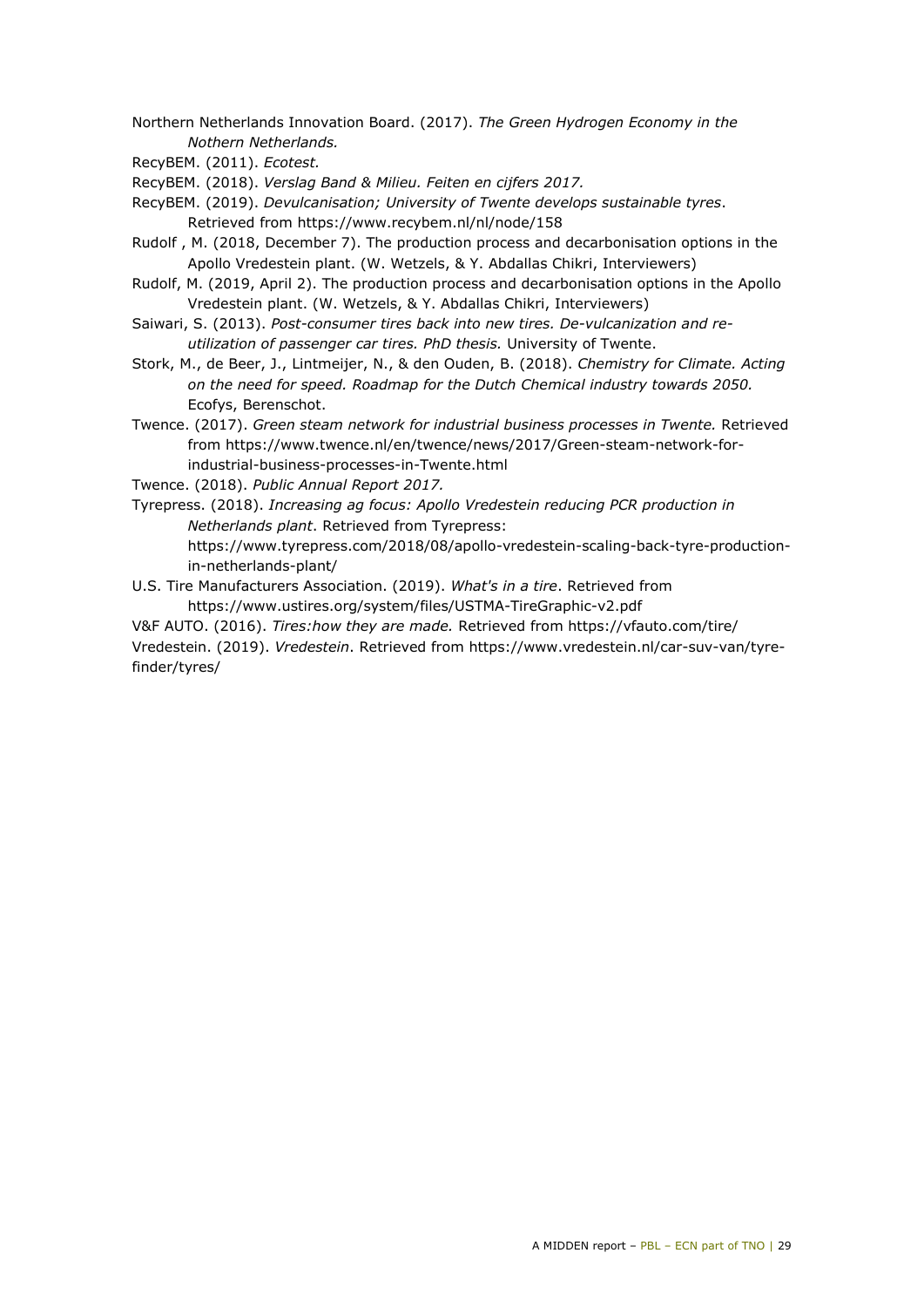Northern Netherlands Innovation Board. (2017). *The Green Hydrogen Economy in the Nothern Netherlands.*

RecyBEM. (2011). *Ecotest.*

RecyBEM. (2018). *Verslag Band & Milieu. Feiten en cijfers 2017.*

RecyBEM. (2019). *Devulcanisation; University of Twente develops sustainable tyres*. Retrieved from https://www.recybem.nl/nl/node/158

Rudolf , M. (2018, December 7). The production process and decarbonisation options in the Apollo Vredestein plant. (W. Wetzels, & Y. Abdallas Chikri, Interviewers)

Rudolf, M. (2019, April 2). The production process and decarbonisation options in the Apollo Vredestein plant. (W. Wetzels, & Y. Abdallas Chikri, Interviewers)

Saiwari, S. (2013). *Post-consumer tires back into new tires. De-vulcanization and re-utilization of passenger car tires. PhD thesis.* University of Twente.

Stork, M., de Beer, J., Lintmeijer, N., & den Ouden, B. (2018). *Chemistry for Climate. Acting on the need for speed. Roadmap for the Dutch Chemical industry towards 2050.* Ecofys, Berenschot.

Twence. (2017). *Green steam network for industrial business processes in Twente.* Retrieved from https://www.twence.nl/en/twence/news/2017/Green-steam-network-for-industrial-business-processes-in-Twente.html

Twence. (2018). *Public Annual Report 2017.*

Tyrepress. (2018). *Increasing ag focus: Apollo Vredestein reducing PCR production in Netherlands plant*. Retrieved from Tyrepress: https://www.tyrepress.com/2018/08/apollo-vredestein-scaling-back-tyre-production-in-netherlands-plant/

U.S. Tire Manufacturers Association. (2019). *What's in a tire*. Retrieved from https://www.ustires.org/system/files/USTMA-TireGraphic-v2.pdf

V&F AUTO. (2016). *Tires:how they are made.* Retrieved from https://vfauto.com/tire/

Vredestein. (2019). *Vredestein*. Retrieved from https://www.vredestein.nl/car-suv-van/tyre-finder/tyres/